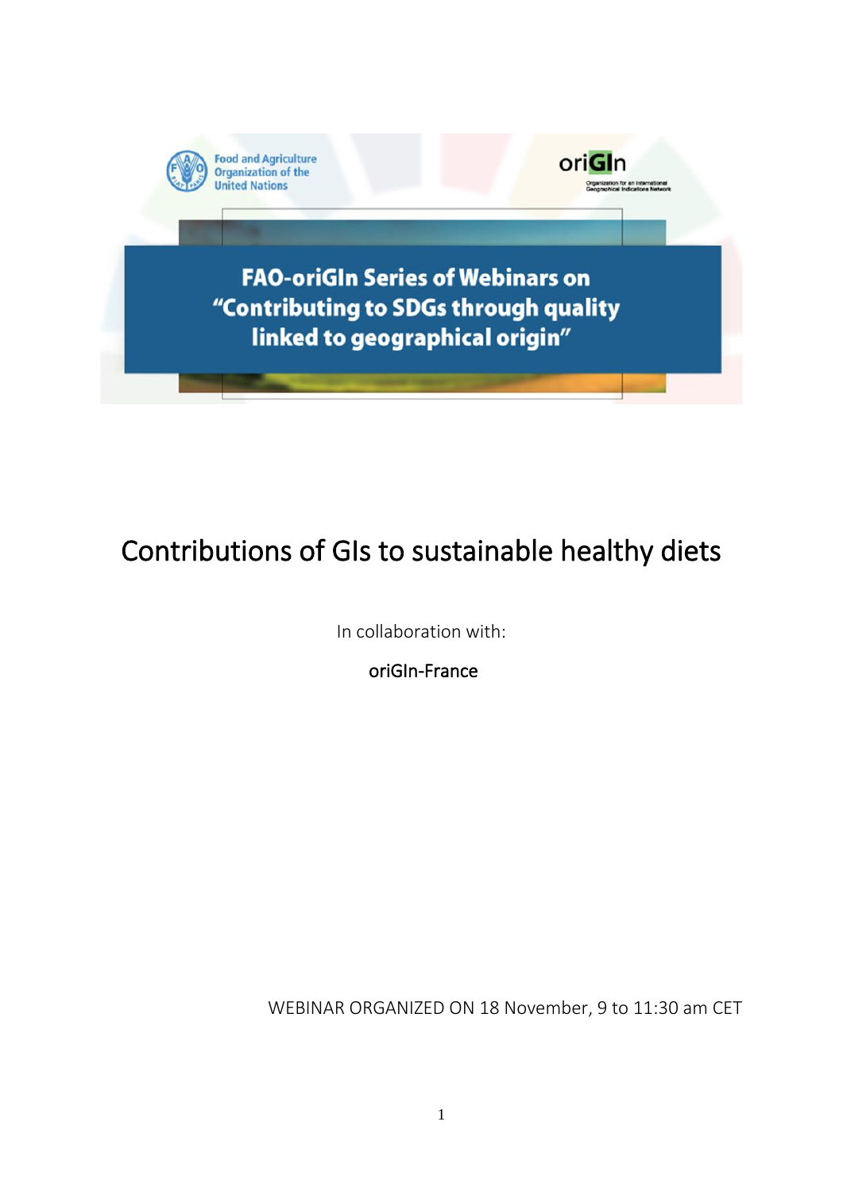Food and Agriculture Organization of the United Nations

oriGIn

Organization for an International Geographical Indications Network

**FAO-oriGIn Series of Webinars on "Contributing to SDGs through quality linked to geographical origin"**

# Contributions of GIs to sustainable healthy diets

In collaboration with:

oriGIn-France

WEBINAR ORGANIZED ON 18 November, 9 to 11:30 am CET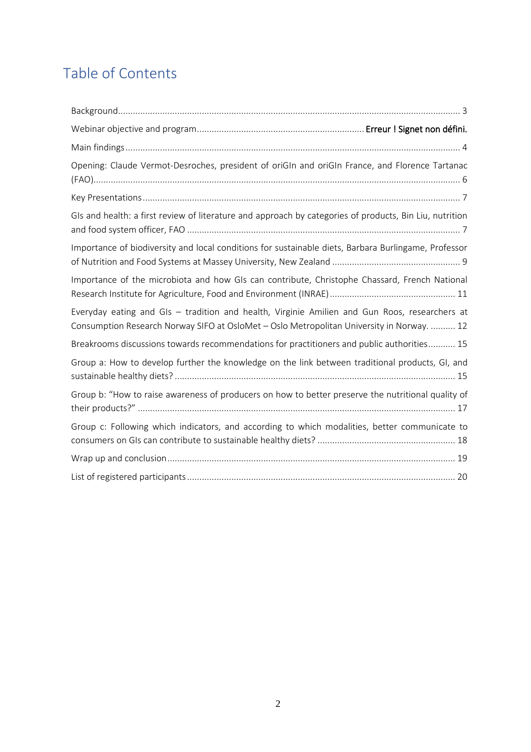# Table of Contents

Background .......... 3

Webinar objective and program .......... **Erreur ! Signet non défini.**

Main findings .......... 4

Opening: Claude Vermot-Desroches, president of oriGIn and oriGIn France, and Florence Tartanac (FAO) .......... 6

Key Presentations .......... 7

GIs and health: a first review of literature and approach by categories of products, Bin Liu, nutrition and food system officer, FAO .......... 7

Importance of biodiversity and local conditions for sustainable diets, Barbara Burlingame, Professor of Nutrition and Food Systems at Massey University, New Zealand .......... 9

Importance of the microbiota and how GIs can contribute, Christophe Chassard, French National Research Institute for Agriculture, Food and Environment (INRAE) .......... 11

Everyday eating and GIs – tradition and health, Virginie Amilien and Gun Roos, researchers at Consumption Research Norway SIFO at OsloMet – Oslo Metropolitan University in Norway. .......... 12

Breakrooms discussions towards recommendations for practitioners and public authorities .......... 15

Group a: How to develop further the knowledge on the link between traditional products, GI, and sustainable healthy diets? .......... 15

Group b: "How to raise awareness of producers on how to better preserve the nutritional quality of their products?" .......... 17

Group c: Following which indicators, and according to which modalities, better communicate to consumers on GIs can contribute to sustainable healthy diets? .......... 18

Wrap up and conclusion .......... 19

List of registered participants .......... 20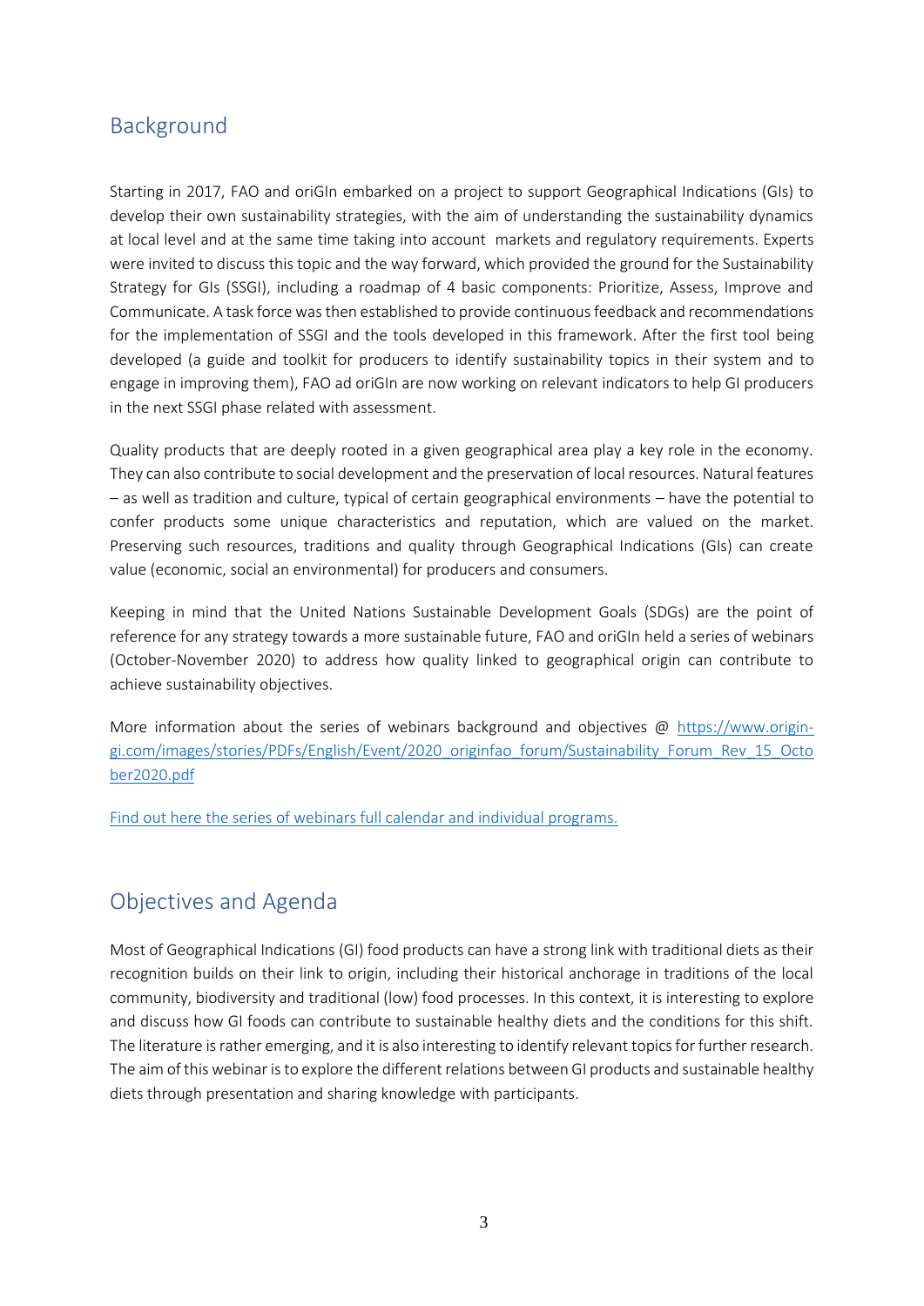## Background

Starting in 2017, FAO and oriGIn embarked on a project to support Geographical Indications (GIs) to develop their own sustainability strategies, with the aim of understanding the sustainability dynamics at local level and at the same time taking into account markets and regulatory requirements. Experts were invited to discuss this topic and the way forward, which provided the ground for the Sustainability Strategy for GIs (SSGI), including a roadmap of 4 basic components: Prioritize, Assess, Improve and Communicate. A task force was then established to provide continuous feedback and recommendations for the implementation of SSGI and the tools developed in this framework. After the first tool being developed (a guide and toolkit for producers to identify sustainability topics in their system and to engage in improving them), FAO ad oriGIn are now working on relevant indicators to help GI producers in the next SSGI phase related with assessment.

Quality products that are deeply rooted in a given geographical area play a key role in the economy. They can also contribute to social development and the preservation of local resources. Natural features – as well as tradition and culture, typical of certain geographical environments – have the potential to confer products some unique characteristics and reputation, which are valued on the market. Preserving such resources, traditions and quality through Geographical Indications (GIs) can create value (economic, social an environmental) for producers and consumers.

Keeping in mind that the United Nations Sustainable Development Goals (SDGs) are the point of reference for any strategy towards a more sustainable future, FAO and oriGIn held a series of webinars (October-November 2020) to address how quality linked to geographical origin can contribute to achieve sustainability objectives.

More information about the series of webinars background and objectives @ [https://www.origin-gi.com/images/stories/PDFs/English/Event/2020_originfao_forum/Sustainability_Forum_Rev_15_October2020.pdf](https://www.origin-gi.com/images/stories/PDFs/English/Event/2020_originfao_forum/Sustainability_Forum_Rev_15_October2020.pdf)

Find out here the series of webinars full calendar and individual programs.

## Objectives and Agenda

Most of Geographical Indications (GI) food products can have a strong link with traditional diets as their recognition builds on their link to origin, including their historical anchorage in traditions of the local community, biodiversity and traditional (low) food processes. In this context, it is interesting to explore and discuss how GI foods can contribute to sustainable healthy diets and the conditions for this shift. The literature is rather emerging, and it is also interesting to identify relevant topics for further research. The aim of this webinar is to explore the different relations between GI products and sustainable healthy diets through presentation and sharing knowledge with participants.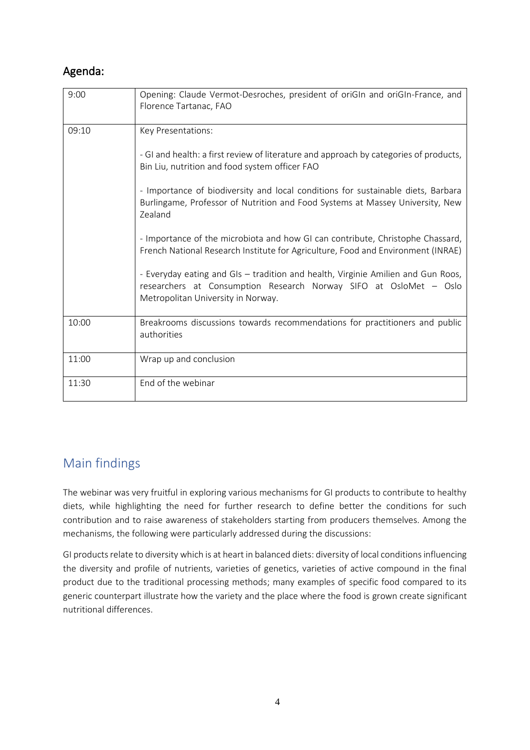## Agenda:

| | |
|---|---|
| 9:00 | Opening: Claude Vermot-Desroches, president of oriGIn and oriGIn-France, and Florence Tartanac, FAO |
| 09:10 | Key Presentations:<br><br>- GI and health: a first review of literature and approach by categories of products, Bin Liu, nutrition and food system officer FAO<br><br>- Importance of biodiversity and local conditions for sustainable diets, Barbara Burlingame, Professor of Nutrition and Food Systems at Massey University, New Zealand<br><br>- Importance of the microbiota and how GI can contribute, Christophe Chassard, French National Research Institute for Agriculture, Food and Environment (INRAE)<br><br>- Everyday eating and GIs – tradition and health, Virginie Amilien and Gun Roos, researchers at Consumption Research Norway SIFO at OsloMet – Oslo Metropolitan University in Norway. |
| 10:00 | Breakrooms discussions towards recommendations for practitioners and public authorities |
| 11:00 | Wrap up and conclusion |
| 11:30 | End of the webinar |

## Main findings

The webinar was very fruitful in exploring various mechanisms for GI products to contribute to healthy diets, while highlighting the need for further research to define better the conditions for such contribution and to raise awareness of stakeholders starting from producers themselves. Among the mechanisms, the following were particularly addressed during the discussions:

GI products relate to diversity which is at heart in balanced diets: diversity of local conditions influencing the diversity and profile of nutrients, varieties of genetics, varieties of active compound in the final product due to the traditional processing methods; many examples of specific food compared to its generic counterpart illustrate how the variety and the place where the food is grown create significant nutritional differences.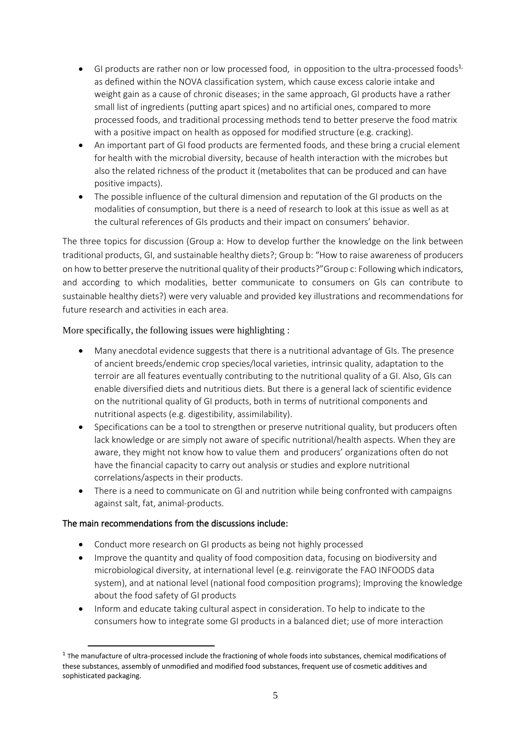- GI products are rather non or low processed food, in opposition to the ultra-processed foods[1], as defined within the NOVA classification system, which cause excess calorie intake and weight gain as a cause of chronic diseases; in the same approach, GI products have a rather small list of ingredients (putting apart spices) and no artificial ones, compared to more processed foods, and traditional processing methods tend to better preserve the food matrix with a positive impact on health as opposed for modified structure (e.g. cracking).
- An important part of GI food products are fermented foods, and these bring a crucial element for health with the microbial diversity, because of health interaction with the microbes but also the related richness of the product it (metabolites that can be produced and can have positive impacts).
- The possible influence of the cultural dimension and reputation of the GI products on the modalities of consumption, but there is a need of research to look at this issue as well as at the cultural references of GIs products and their impact on consumers' behavior.

The three topics for discussion (Group a: How to develop further the knowledge on the link between traditional products, GI, and sustainable healthy diets?; Group b: "How to raise awareness of producers on how to better preserve the nutritional quality of their products?"Group c: Following which indicators, and according to which modalities, better communicate to consumers on GIs can contribute to sustainable healthy diets?) were very valuable and provided key illustrations and recommendations for future research and activities in each area.

More specifically, the following issues were highlighting :

- Many anecdotal evidence suggests that there is a nutritional advantage of GIs. The presence of ancient breeds/endemic crop species/local varieties, intrinsic quality, adaptation to the terroir are all features eventually contributing to the nutritional quality of a GI. Also, GIs can enable diversified diets and nutritious diets. But there is a general lack of scientific evidence on the nutritional quality of GI products, both in terms of nutritional components and nutritional aspects (e.g. digestibility, assimilability).
- Specifications can be a tool to strengthen or preserve nutritional quality, but producers often lack knowledge or are simply not aware of specific nutritional/health aspects. When they are aware, they might not know how to value them and producers' organizations often do not have the financial capacity to carry out analysis or studies and explore nutritional correlations/aspects in their products.
- There is a need to communicate on GI and nutrition while being confronted with campaigns against salt, fat, animal-products.

**The main recommendations from the discussions include:**

- Conduct more research on GI products as being not highly processed
- Improve the quantity and quality of food composition data, focusing on biodiversity and microbiological diversity, at international level (e.g. reinvigorate the FAO INFOODS data system), and at national level (national food composition programs); Improving the knowledge about the food safety of GI products
- Inform and educate taking cultural aspect in consideration. To help to indicate to the consumers how to integrate some GI products in a balanced diet; use of more interaction

[1] The manufacture of ultra-processed include the fractioning of whole foods into substances, chemical modifications of these substances, assembly of unmodified and modified food substances, frequent use of cosmetic additives and sophisticated packaging.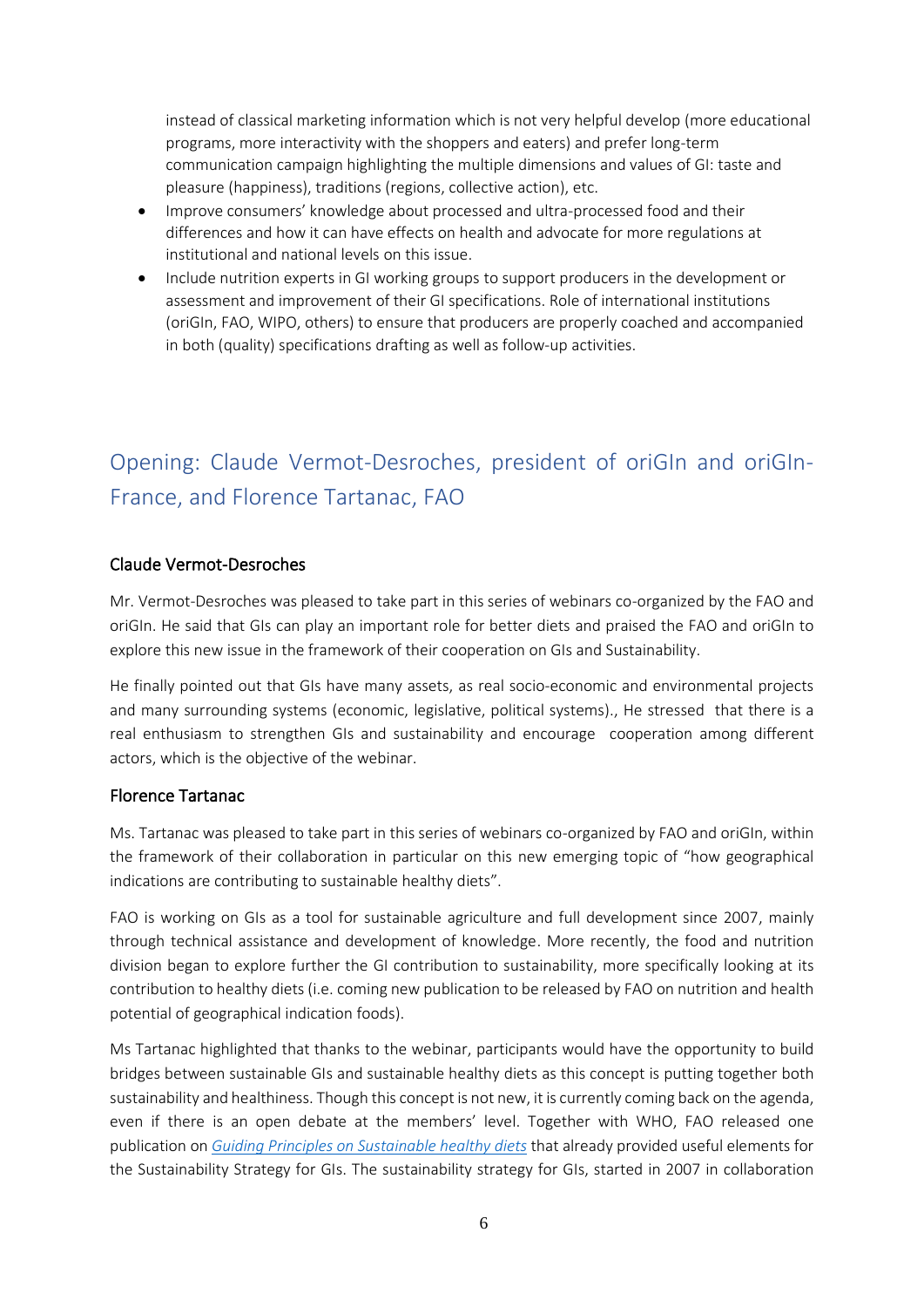instead of classical marketing information which is not very helpful develop (more educational programs, more interactivity with the shoppers and eaters) and prefer long-term communication campaign highlighting the multiple dimensions and values of GI: taste and pleasure (happiness), traditions (regions, collective action), etc.

- Improve consumers' knowledge about processed and ultra-processed food and their differences and how it can have effects on health and advocate for more regulations at institutional and national levels on this issue.
- Include nutrition experts in GI working groups to support producers in the development or assessment and improvement of their GI specifications. Role of international institutions (oriGIn, FAO, WIPO, others) to ensure that producers are properly coached and accompanied in both (quality) specifications drafting as well as follow-up activities.

## Opening: Claude Vermot-Desroches, president of oriGIn and oriGIn-France, and Florence Tartanac, FAO

### Claude Vermot-Desroches

Mr. Vermot-Desroches was pleased to take part in this series of webinars co-organized by the FAO and oriGIn. He said that GIs can play an important role for better diets and praised the FAO and oriGIn to explore this new issue in the framework of their cooperation on GIs and Sustainability.

He finally pointed out that GIs have many assets, as real socio-economic and environmental projects and many surrounding systems (economic, legislative, political systems)., He stressed that there is a real enthusiasm to strengthen GIs and sustainability and encourage cooperation among different actors, which is the objective of the webinar.

### Florence Tartanac

Ms. Tartanac was pleased to take part in this series of webinars co-organized by FAO and oriGIn, within the framework of their collaboration in particular on this new emerging topic of "how geographical indications are contributing to sustainable healthy diets".

FAO is working on GIs as a tool for sustainable agriculture and full development since 2007, mainly through technical assistance and development of knowledge. More recently, the food and nutrition division began to explore further the GI contribution to sustainability, more specifically looking at its contribution to healthy diets (i.e. coming new publication to be released by FAO on nutrition and health potential of geographical indication foods).

Ms Tartanac highlighted that thanks to the webinar, participants would have the opportunity to build bridges between sustainable GIs and sustainable healthy diets as this concept is putting together both sustainability and healthiness. Though this concept is not new, it is currently coming back on the agenda, even if there is an open debate at the members' level. Together with WHO, FAO released one publication on *Guiding Principles on Sustainable healthy diets* that already provided useful elements for the Sustainability Strategy for GIs. The sustainability strategy for GIs, started in 2007 in collaboration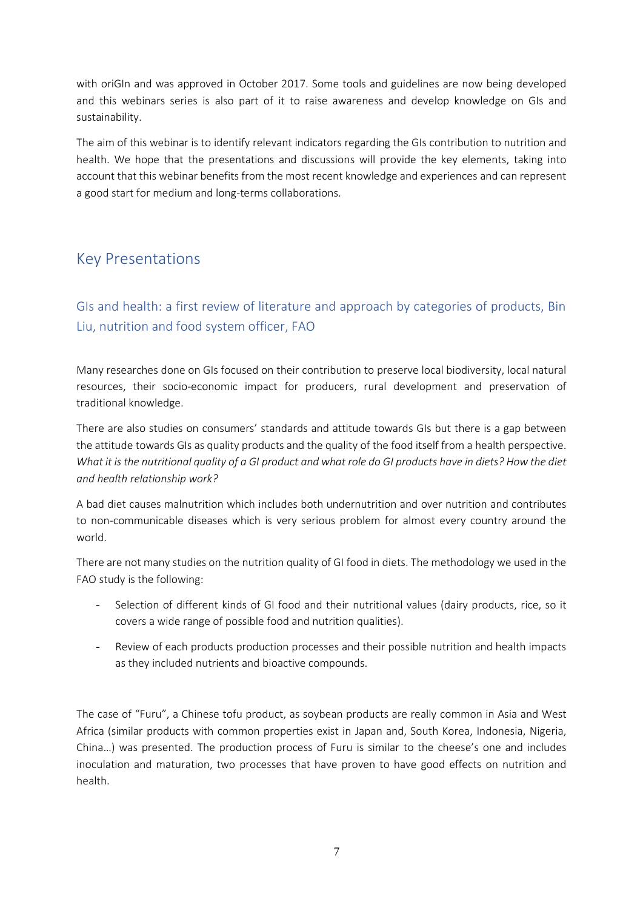with oriGIn and was approved in October 2017. Some tools and guidelines are now being developed and this webinars series is also part of it to raise awareness and develop knowledge on GIs and sustainability.

The aim of this webinar is to identify relevant indicators regarding the GIs contribution to nutrition and health. We hope that the presentations and discussions will provide the key elements, taking into account that this webinar benefits from the most recent knowledge and experiences and can represent a good start for medium and long-terms collaborations.

## Key Presentations

### GIs and health: a first review of literature and approach by categories of products, Bin Liu, nutrition and food system officer, FAO

Many researches done on GIs focused on their contribution to preserve local biodiversity, local natural resources, their socio-economic impact for producers, rural development and preservation of traditional knowledge.

There are also studies on consumers' standards and attitude towards GIs but there is a gap between the attitude towards GIs as quality products and the quality of the food itself from a health perspective. *What it is the nutritional quality of a GI product and what role do GI products have in diets? How the diet and health relationship work?*

A bad diet causes malnutrition which includes both undernutrition and over nutrition and contributes to non-communicable diseases which is very serious problem for almost every country around the world.

There are not many studies on the nutrition quality of GI food in diets. The methodology we used in the FAO study is the following:

- Selection of different kinds of GI food and their nutritional values (dairy products, rice, so it covers a wide range of possible food and nutrition qualities).
- Review of each products production processes and their possible nutrition and health impacts as they included nutrients and bioactive compounds.

The case of "Furu", a Chinese tofu product, as soybean products are really common in Asia and West Africa (similar products with common properties exist in Japan and, South Korea, Indonesia, Nigeria, China…) was presented. The production process of Furu is similar to the cheese's one and includes inoculation and maturation, two processes that have proven to have good effects on nutrition and health.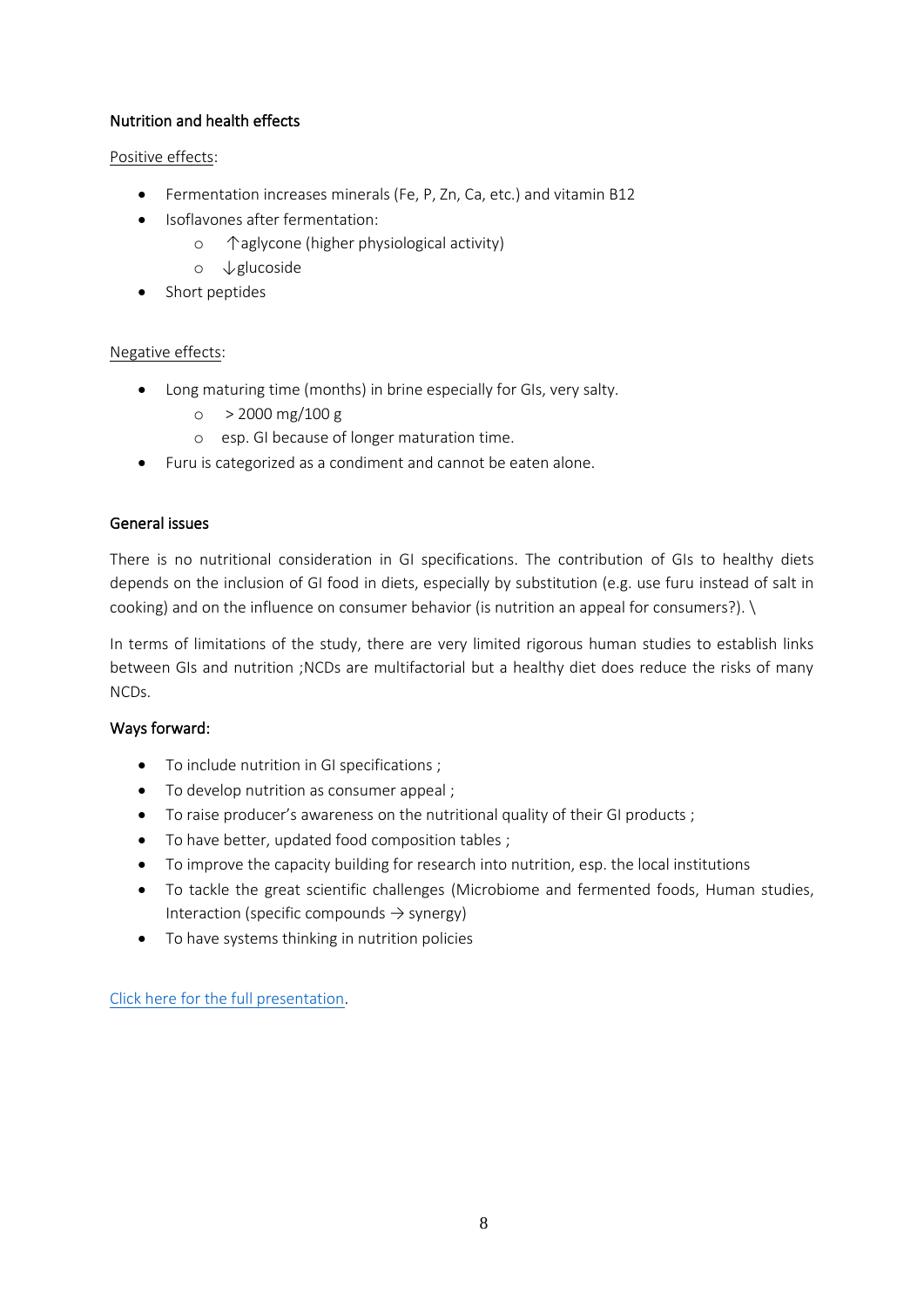### Nutrition and health effects

Positive effects:

- Fermentation increases minerals (Fe, P, Zn, Ca, etc.) and vitamin B12
- Isoflavones after fermentation:
  - ↑aglycone (higher physiological activity)
  - ↓glucoside
- Short peptides

Negative effects:

- Long maturing time (months) in brine especially for GIs, very salty.
  - > 2000 mg/100 g
  - esp. GI because of longer maturation time.
- Furu is categorized as a condiment and cannot be eaten alone.

### General issues

There is no nutritional consideration in GI specifications. The contribution of GIs to healthy diets depends on the inclusion of GI food in diets, especially by substitution (e.g. use furu instead of salt in cooking) and on the influence on consumer behavior (is nutrition an appeal for consumers?). \

In terms of limitations of the study, there are very limited rigorous human studies to establish links between GIs and nutrition ;NCDs are multifactorial but a healthy diet does reduce the risks of many NCDs.

### Ways forward:

- To include nutrition in GI specifications ;
- To develop nutrition as consumer appeal ;
- To raise producer's awareness on the nutritional quality of their GI products ;
- To have better, updated food composition tables ;
- To improve the capacity building for research into nutrition, esp. the local institutions
- To tackle the great scientific challenges (Microbiome and fermented foods, Human studies, Interaction (specific compounds → synergy)
- To have systems thinking in nutrition policies

Click here for the full presentation.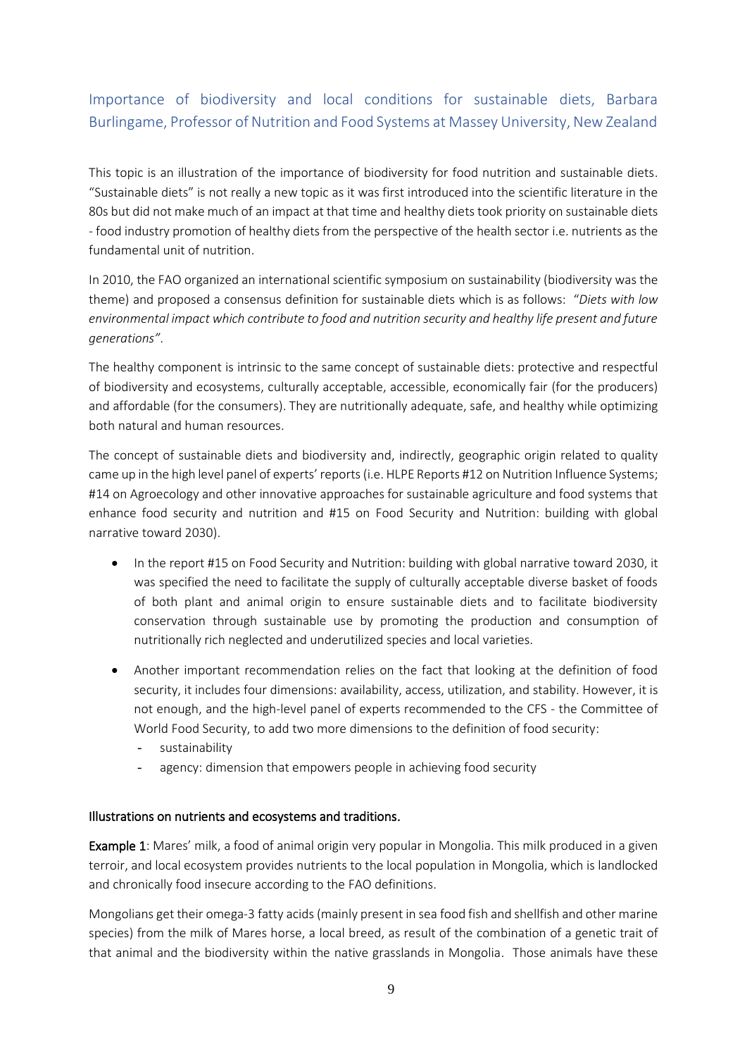## Importance of biodiversity and local conditions for sustainable diets, Barbara Burlingame, Professor of Nutrition and Food Systems at Massey University, New Zealand

This topic is an illustration of the importance of biodiversity for food nutrition and sustainable diets. "Sustainable diets" is not really a new topic as it was first introduced into the scientific literature in the 80s but did not make much of an impact at that time and healthy diets took priority on sustainable diets - food industry promotion of healthy diets from the perspective of the health sector i.e. nutrients as the fundamental unit of nutrition.

In 2010, the FAO organized an international scientific symposium on sustainability (biodiversity was the theme) and proposed a consensus definition for sustainable diets which is as follows: "*Diets with low environmental impact which contribute to food and nutrition security and healthy life present and future generations"*.

The healthy component is intrinsic to the same concept of sustainable diets: protective and respectful of biodiversity and ecosystems, culturally acceptable, accessible, economically fair (for the producers) and affordable (for the consumers). They are nutritionally adequate, safe, and healthy while optimizing both natural and human resources.

The concept of sustainable diets and biodiversity and, indirectly, geographic origin related to quality came up in the high level panel of experts' reports (i.e. HLPE Reports #12 on Nutrition Influence Systems; #14 on Agroecology and other innovative approaches for sustainable agriculture and food systems that enhance food security and nutrition and #15 on Food Security and Nutrition: building with global narrative toward 2030).

- In the report #15 on Food Security and Nutrition: building with global narrative toward 2030, it was specified the need to facilitate the supply of culturally acceptable diverse basket of foods of both plant and animal origin to ensure sustainable diets and to facilitate biodiversity conservation through sustainable use by promoting the production and consumption of nutritionally rich neglected and underutilized species and local varieties.
- Another important recommendation relies on the fact that looking at the definition of food security, it includes four dimensions: availability, access, utilization, and stability. However, it is not enough, and the high-level panel of experts recommended to the CFS - the Committee of World Food Security, to add two more dimensions to the definition of food security:
  - sustainability
  - agency: dimension that empowers people in achieving food security

### Illustrations on nutrients and ecosystems and traditions.

**Example 1**: Mares' milk, a food of animal origin very popular in Mongolia. This milk produced in a given terroir, and local ecosystem provides nutrients to the local population in Mongolia, which is landlocked and chronically food insecure according to the FAO definitions.

Mongolians get their omega-3 fatty acids (mainly present in sea food fish and shellfish and other marine species) from the milk of Mares horse, a local breed, as result of the combination of a genetic trait of that animal and the biodiversity within the native grasslands in Mongolia. Those animals have these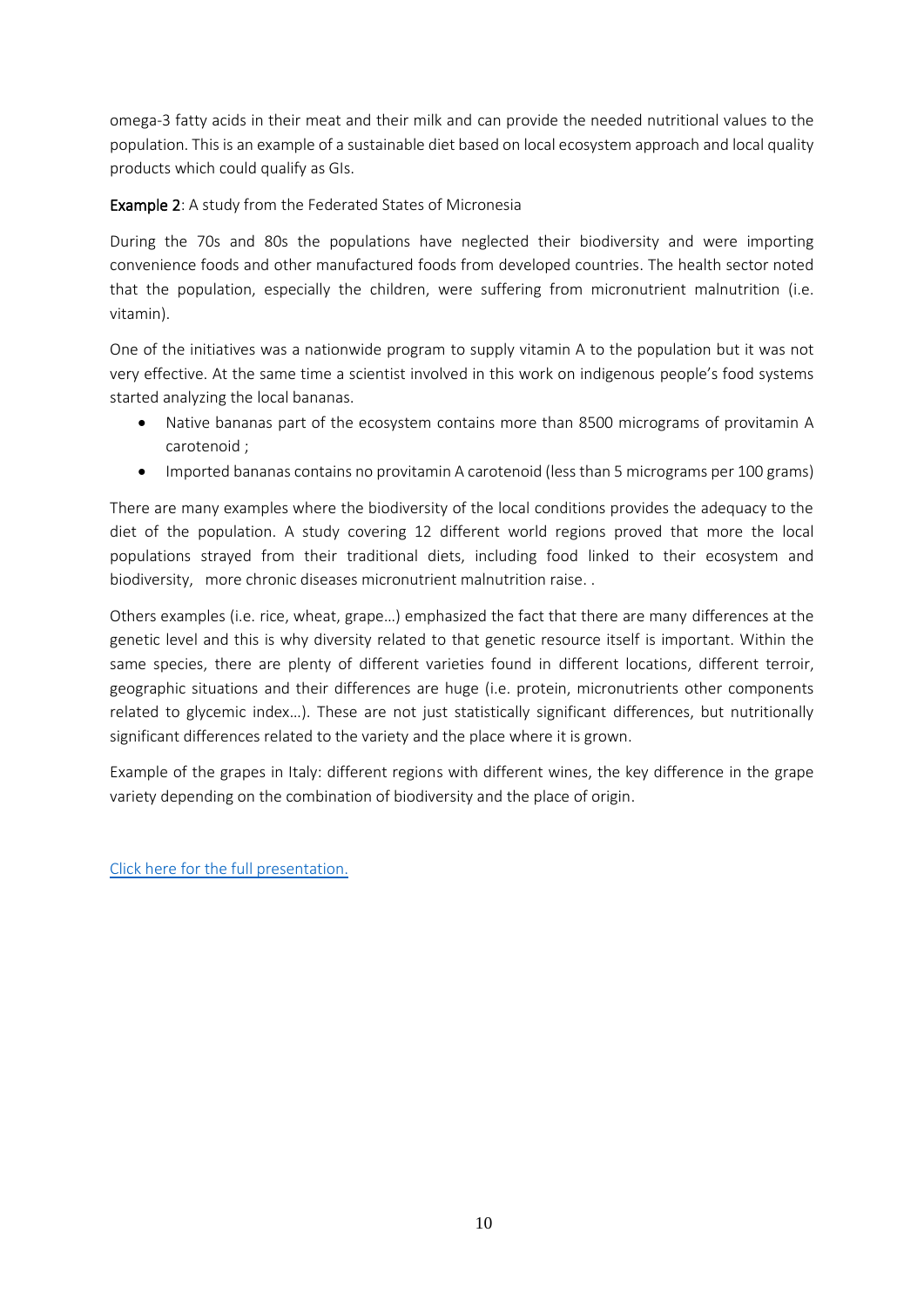omega-3 fatty acids in their meat and their milk and can provide the needed nutritional values to the population. This is an example of a sustainable diet based on local ecosystem approach and local quality products which could qualify as GIs.

**Example 2**: A study from the Federated States of Micronesia

During the 70s and 80s the populations have neglected their biodiversity and were importing convenience foods and other manufactured foods from developed countries. The health sector noted that the population, especially the children, were suffering from micronutrient malnutrition (i.e. vitamin).

One of the initiatives was a nationwide program to supply vitamin A to the population but it was not very effective. At the same time a scientist involved in this work on indigenous people's food systems started analyzing the local bananas.

- Native bananas part of the ecosystem contains more than 8500 micrograms of provitamin A carotenoid ;
- Imported bananas contains no provitamin A carotenoid (less than 5 micrograms per 100 grams)

There are many examples where the biodiversity of the local conditions provides the adequacy to the diet of the population. A study covering 12 different world regions proved that more the local populations strayed from their traditional diets, including food linked to their ecosystem and biodiversity, more chronic diseases micronutrient malnutrition raise. .

Others examples (i.e. rice, wheat, grape…) emphasized the fact that there are many differences at the genetic level and this is why diversity related to that genetic resource itself is important. Within the same species, there are plenty of different varieties found in different locations, different terroir, geographic situations and their differences are huge (i.e. protein, micronutrients other components related to glycemic index…). These are not just statistically significant differences, but nutritionally significant differences related to the variety and the place where it is grown.

Example of the grapes in Italy: different regions with different wines, the key difference in the grape variety depending on the combination of biodiversity and the place of origin.

Click here for the full presentation.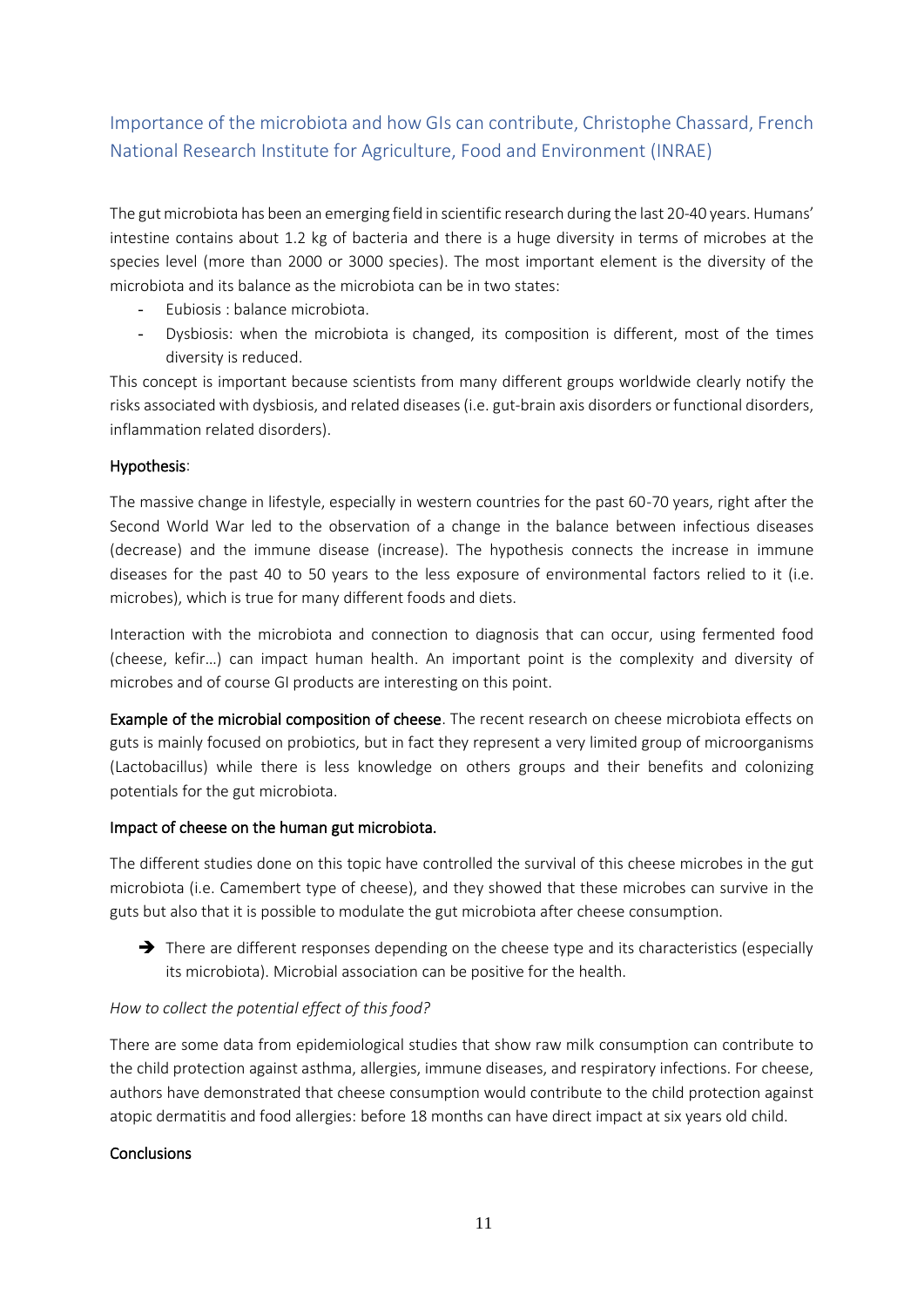## Importance of the microbiota and how GIs can contribute, Christophe Chassard, French National Research Institute for Agriculture, Food and Environment (INRAE)

The gut microbiota has been an emerging field in scientific research during the last 20-40 years. Humans' intestine contains about 1.2 kg of bacteria and there is a huge diversity in terms of microbes at the species level (more than 2000 or 3000 species). The most important element is the diversity of the microbiota and its balance as the microbiota can be in two states:

- Eubiosis : balance microbiota.
- Dysbiosis: when the microbiota is changed, its composition is different, most of the times diversity is reduced.

This concept is important because scientists from many different groups worldwide clearly notify the risks associated with dysbiosis, and related diseases (i.e. gut-brain axis disorders or functional disorders, inflammation related disorders).

Hypothesis:

The massive change in lifestyle, especially in western countries for the past 60-70 years, right after the Second World War led to the observation of a change in the balance between infectious diseases (decrease) and the immune disease (increase). The hypothesis connects the increase in immune diseases for the past 40 to 50 years to the less exposure of environmental factors relied to it (i.e. microbes), which is true for many different foods and diets.

Interaction with the microbiota and connection to diagnosis that can occur, using fermented food (cheese, kefir…) can impact human health. An important point is the complexity and diversity of microbes and of course GI products are interesting on this point.

**Example of the microbial composition of cheese**. The recent research on cheese microbiota effects on guts is mainly focused on probiotics, but in fact they represent a very limited group of microorganisms (Lactobacillus) while there is less knowledge on others groups and their benefits and colonizing potentials for the gut microbiota.

Impact of cheese on the human gut microbiota.

The different studies done on this topic have controlled the survival of this cheese microbes in the gut microbiota (i.e. Camembert type of cheese), and they showed that these microbes can survive in the guts but also that it is possible to modulate the gut microbiota after cheese consumption.

- ➔ There are different responses depending on the cheese type and its characteristics (especially its microbiota). Microbial association can be positive for the health.

*How to collect the potential effect of this food?*

There are some data from epidemiological studies that show raw milk consumption can contribute to the child protection against asthma, allergies, immune diseases, and respiratory infections. For cheese, authors have demonstrated that cheese consumption would contribute to the child protection against atopic dermatitis and food allergies: before 18 months can have direct impact at six years old child.

Conclusions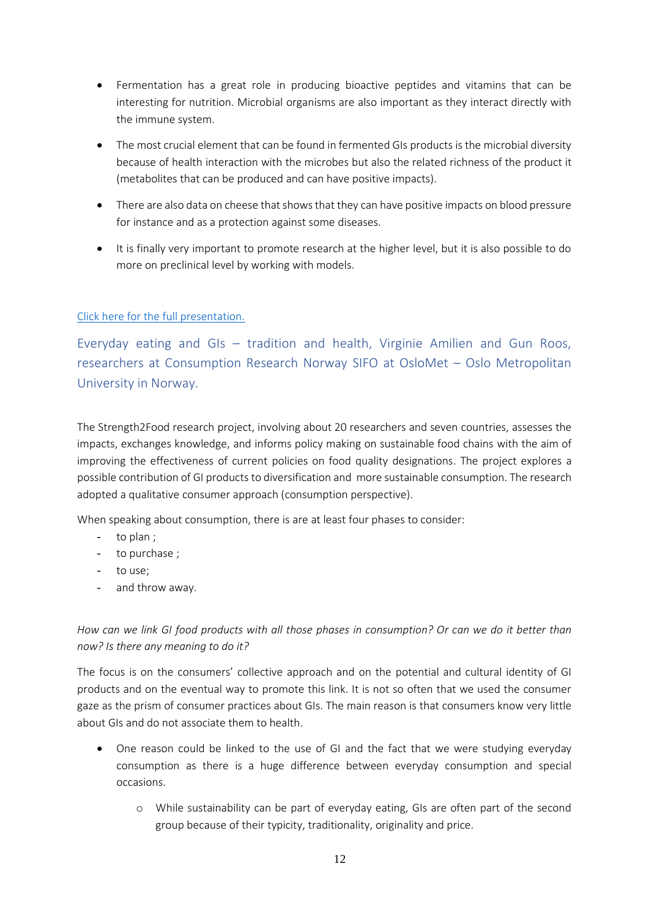- Fermentation has a great role in producing bioactive peptides and vitamins that can be interesting for nutrition. Microbial organisms are also important as they interact directly with the immune system.
- The most crucial element that can be found in fermented GIs products is the microbial diversity because of health interaction with the microbes but also the related richness of the product it (metabolites that can be produced and can have positive impacts).
- There are also data on cheese that shows that they can have positive impacts on blood pressure for instance and as a protection against some diseases.
- It is finally very important to promote research at the higher level, but it is also possible to do more on preclinical level by working with models.

Click here for the full presentation.

## Everyday eating and GIs – tradition and health, Virginie Amilien and Gun Roos, researchers at Consumption Research Norway SIFO at OsloMet – Oslo Metropolitan University in Norway.

The Strength2Food research project, involving about 20 researchers and seven countries, assesses the impacts, exchanges knowledge, and informs policy making on sustainable food chains with the aim of improving the effectiveness of current policies on food quality designations. The project explores a possible contribution of GI products to diversification and more sustainable consumption. The research adopted a qualitative consumer approach (consumption perspective).

When speaking about consumption, there is are at least four phases to consider:

- to plan ;
- to purchase ;
- to use;
- and throw away.

*How can we link GI food products with all those phases in consumption? Or can we do it better than now? Is there any meaning to do it?*

The focus is on the consumers' collective approach and on the potential and cultural identity of GI products and on the eventual way to promote this link. It is not so often that we used the consumer gaze as the prism of consumer practices about GIs. The main reason is that consumers know very little about GIs and do not associate them to health.

- One reason could be linked to the use of GI and the fact that we were studying everyday consumption as there is a huge difference between everyday consumption and special occasions.
    - While sustainability can be part of everyday eating, GIs are often part of the second group because of their typicity, traditionality, originality and price.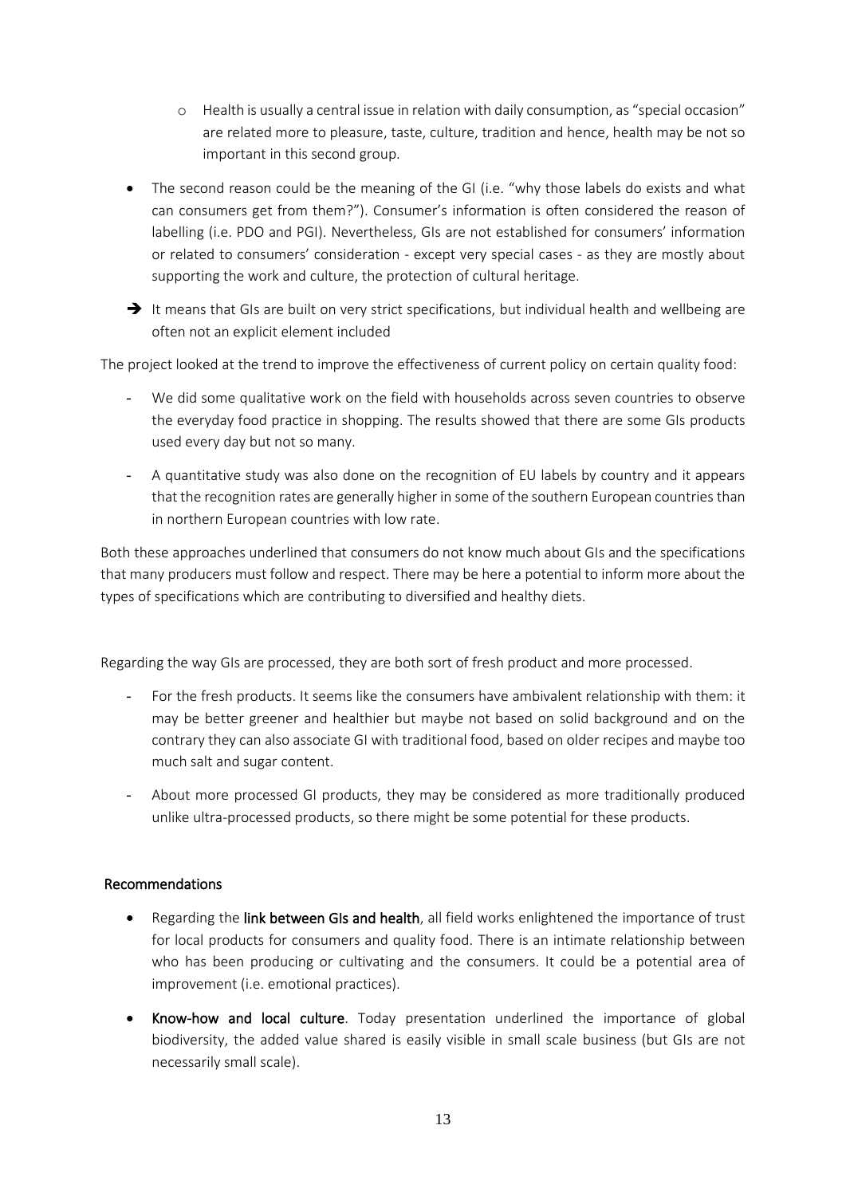- Health is usually a central issue in relation with daily consumption, as "special occasion" are related more to pleasure, taste, culture, tradition and hence, health may be not so important in this second group.

- The second reason could be the meaning of the GI (i.e. "why those labels do exists and what can consumers get from them?"). Consumer's information is often considered the reason of labelling (i.e. PDO and PGI). Nevertheless, GIs are not established for consumers' information or related to consumers' consideration - except very special cases - as they are mostly about supporting the work and culture, the protection of cultural heritage.

➔ It means that GIs are built on very strict specifications, but individual health and wellbeing are often not an explicit element included

The project looked at the trend to improve the effectiveness of current policy on certain quality food:

- We did some qualitative work on the field with households across seven countries to observe the everyday food practice in shopping. The results showed that there are some GIs products used every day but not so many.
- A quantitative study was also done on the recognition of EU labels by country and it appears that the recognition rates are generally higher in some of the southern European countries than in northern European countries with low rate.

Both these approaches underlined that consumers do not know much about GIs and the specifications that many producers must follow and respect. There may be here a potential to inform more about the types of specifications which are contributing to diversified and healthy diets.

Regarding the way GIs are processed, they are both sort of fresh product and more processed.

- For the fresh products. It seems like the consumers have ambivalent relationship with them: it may be better greener and healthier but maybe not based on solid background and on the contrary they can also associate GI with traditional food, based on older recipes and maybe too much salt and sugar content.
- About more processed GI products, they may be considered as more traditionally produced unlike ultra-processed products, so there might be some potential for these products.

## Recommendations

- Regarding the **link between GIs and health**, all field works enlightened the importance of trust for local products for consumers and quality food. There is an intimate relationship between who has been producing or cultivating and the consumers. It could be a potential area of improvement (i.e. emotional practices).
- **Know-how and local culture**. Today presentation underlined the importance of global biodiversity, the added value shared is easily visible in small scale business (but GIs are not necessarily small scale).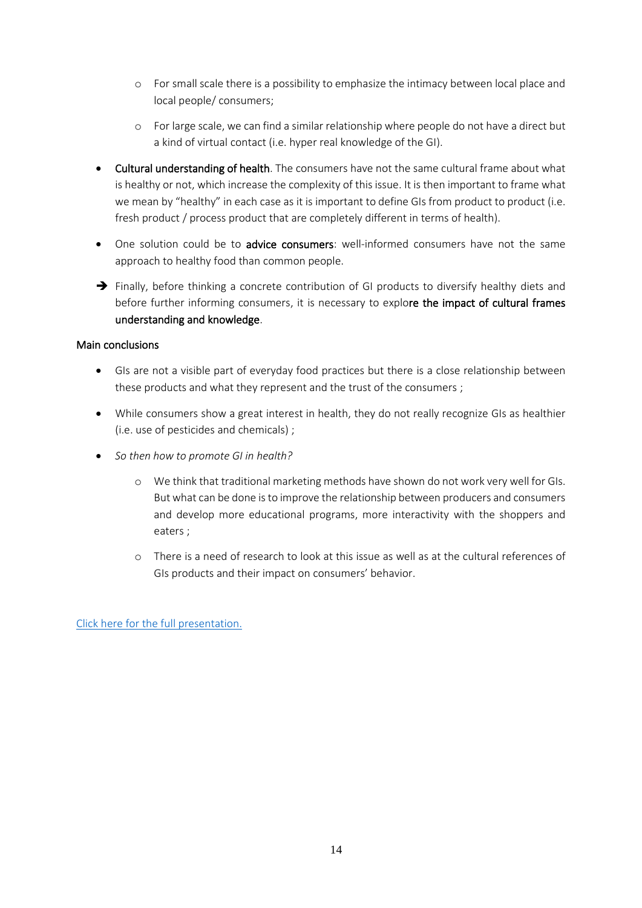- For small scale there is a possibility to emphasize the intimacy between local place and local people/ consumers;
  - For large scale, we can find a similar relationship where people do not have a direct but a kind of virtual contact (i.e. hyper real knowledge of the GI).

- **Cultural understanding of health**. The consumers have not the same cultural frame about what is healthy or not, which increase the complexity of this issue. It is then important to frame what we mean by "healthy" in each case as it is important to define GIs from product to product (i.e. fresh product / process product that are completely different in terms of health).
- One solution could be to **advice consumers**: well-informed consumers have not the same approach to healthy food than common people.

➔ Finally, before thinking a concrete contribution of GI products to diversify healthy diets and before further informing consumers, it is necessary to explo**re the impact of cultural frames understanding and knowledge**.

**Main conclusions**

- GIs are not a visible part of everyday food practices but there is a close relationship between these products and what they represent and the trust of the consumers ;
- While consumers show a great interest in health, they do not really recognize GIs as healthier (i.e. use of pesticides and chemicals) ;
- *So then how to promote GI in health?*
  - We think that traditional marketing methods have shown do not work very well for GIs. But what can be done is to improve the relationship between producers and consumers and develop more educational programs, more interactivity with the shoppers and eaters ;
  - There is a need of research to look at this issue as well as at the cultural references of GIs products and their impact on consumers' behavior.

Click here for the full presentation.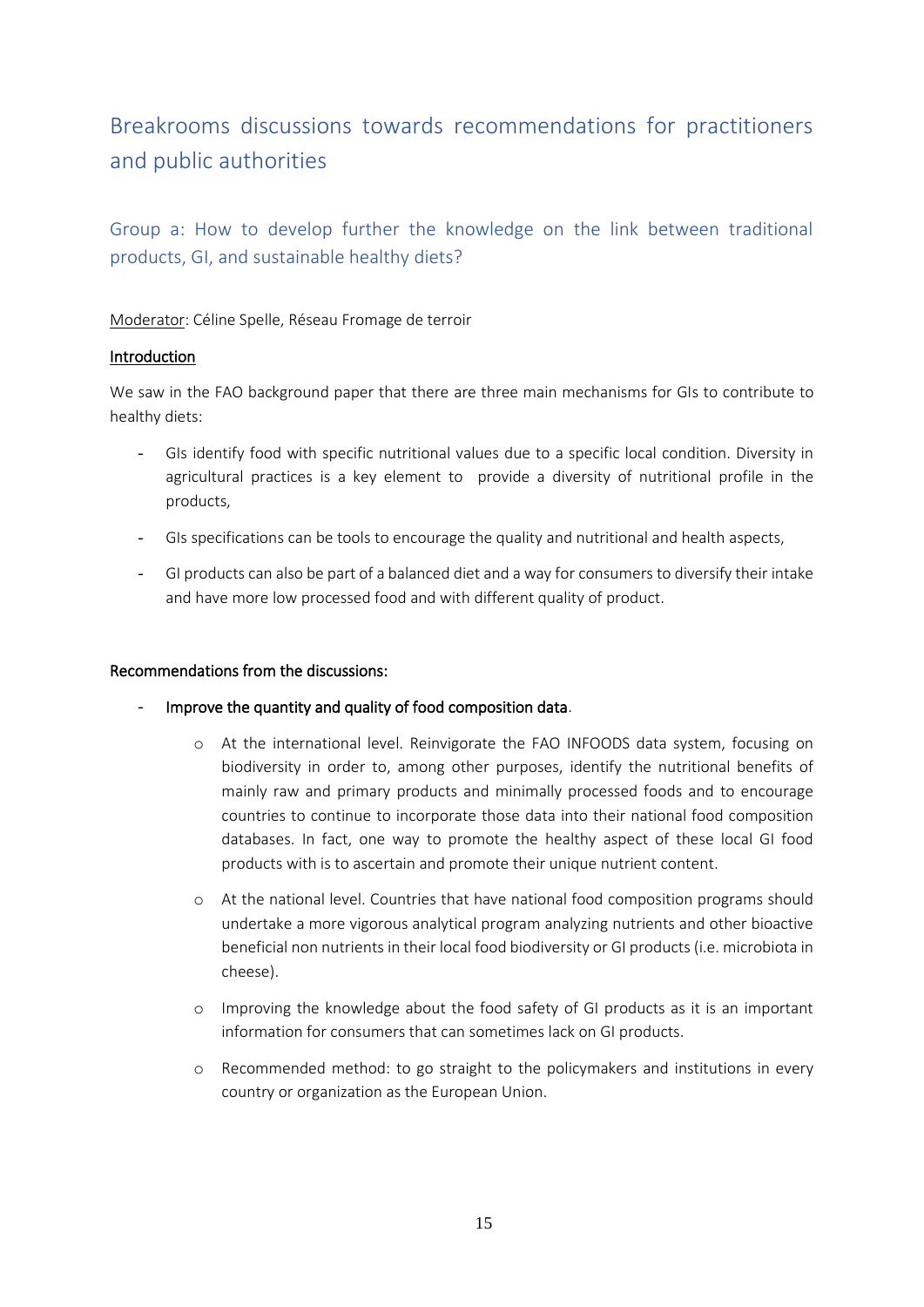## Breakrooms discussions towards recommendations for practitioners and public authorities

### Group a: How to develop further the knowledge on the link between traditional products, GI, and sustainable healthy diets?

Moderator: Céline Spelle, Réseau Fromage de terroir

**Introduction**

We saw in the FAO background paper that there are three main mechanisms for GIs to contribute to healthy diets:

- GIs identify food with specific nutritional values due to a specific local condition. Diversity in agricultural practices is a key element to provide a diversity of nutritional profile in the products,
- GIs specifications can be tools to encourage the quality and nutritional and health aspects,
- GI products can also be part of a balanced diet and a way for consumers to diversify their intake and have more low processed food and with different quality of product.

**Recommendations from the discussions:**

- **Improve the quantity and quality of food composition data**.
  - At the international level. Reinvigorate the FAO INFOODS data system, focusing on biodiversity in order to, among other purposes, identify the nutritional benefits of mainly raw and primary products and minimally processed foods and to encourage countries to continue to incorporate those data into their national food composition databases. In fact, one way to promote the healthy aspect of these local GI food products with is to ascertain and promote their unique nutrient content.
  - At the national level. Countries that have national food composition programs should undertake a more vigorous analytical program analyzing nutrients and other bioactive beneficial non nutrients in their local food biodiversity or GI products (i.e. microbiota in cheese).
  - Improving the knowledge about the food safety of GI products as it is an important information for consumers that can sometimes lack on GI products.
  - Recommended method: to go straight to the policymakers and institutions in every country or organization as the European Union.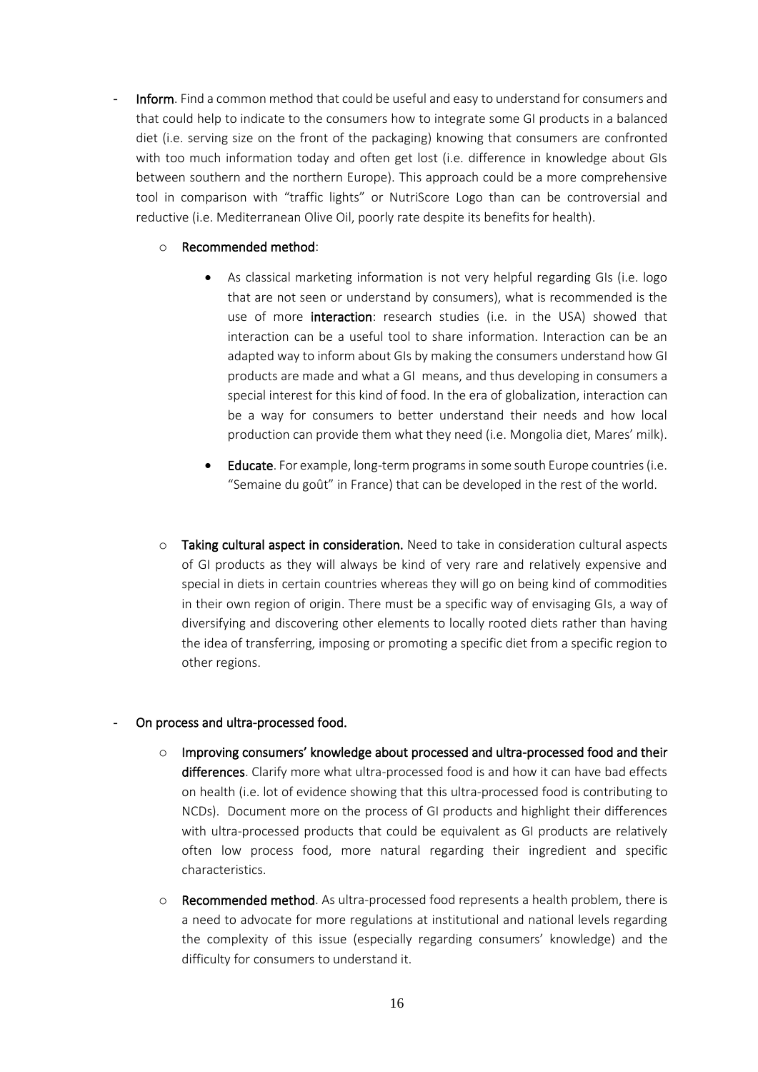- **Inform**. Find a common method that could be useful and easy to understand for consumers and that could help to indicate to the consumers how to integrate some GI products in a balanced diet (i.e. serving size on the front of the packaging) knowing that consumers are confronted with too much information today and often get lost (i.e. difference in knowledge about GIs between southern and the northern Europe). This approach could be a more comprehensive tool in comparison with "traffic lights" or NutriScore Logo than can be controversial and reductive (i.e. Mediterranean Olive Oil, poorly rate despite its benefits for health).

  - **Recommended method**:

    - As classical marketing information is not very helpful regarding GIs (i.e. logo that are not seen or understand by consumers), what is recommended is the use of more **interaction**: research studies (i.e. in the USA) showed that interaction can be a useful tool to share information. Interaction can be an adapted way to inform about GIs by making the consumers understand how GI products are made and what a GI means, and thus developing in consumers a special interest for this kind of food. In the era of globalization, interaction can be a way for consumers to better understand their needs and how local production can provide them what they need (i.e. Mongolia diet, Mares' milk).

    - **Educate**. For example, long-term programs in some south Europe countries (i.e. "Semaine du goût" in France) that can be developed in the rest of the world.

  - **Taking cultural aspect in consideration.** Need to take in consideration cultural aspects of GI products as they will always be kind of very rare and relatively expensive and special in diets in certain countries whereas they will go on being kind of commodities in their own region of origin. There must be a specific way of envisaging GIs, a way of diversifying and discovering other elements to locally rooted diets rather than having the idea of transferring, imposing or promoting a specific diet from a specific region to other regions.

- **On process and ultra-processed food.**

  - **Improving consumers' knowledge about processed and ultra-processed food and their differences**. Clarify more what ultra-processed food is and how it can have bad effects on health (i.e. lot of evidence showing that this ultra-processed food is contributing to NCDs). Document more on the process of GI products and highlight their differences with ultra-processed products that could be equivalent as GI products are relatively often low process food, more natural regarding their ingredient and specific characteristics.

  - **Recommended method**. As ultra-processed food represents a health problem, there is a need to advocate for more regulations at institutional and national levels regarding the complexity of this issue (especially regarding consumers' knowledge) and the difficulty for consumers to understand it.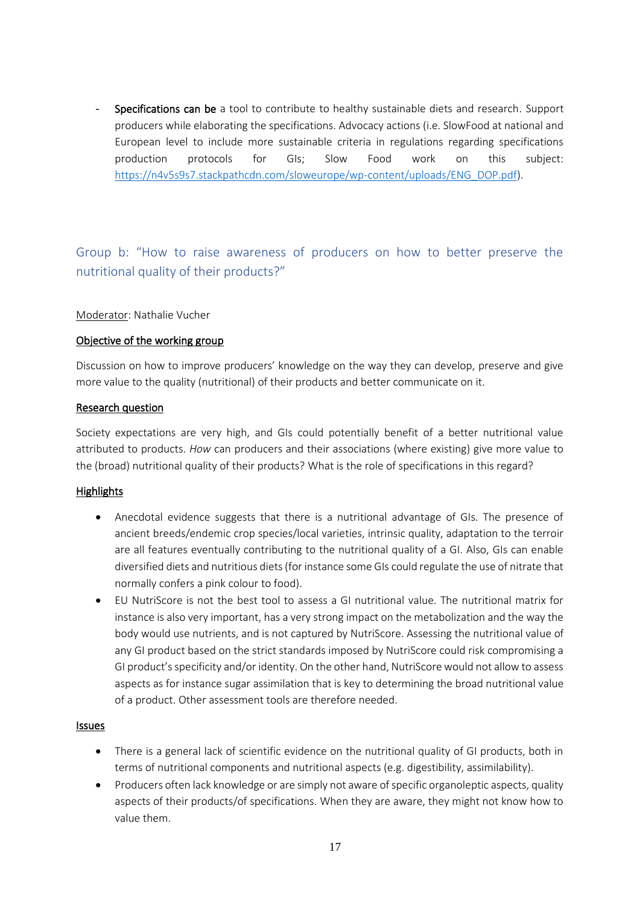- **Specifications can be** a tool to contribute to healthy sustainable diets and research. Support producers while elaborating the specifications. Advocacy actions (i.e. SlowFood at national and European level to include more sustainable criteria in regulations regarding specifications production protocols for GIs; Slow Food work on this subject: https://n4v5s9s7.stackpathcdn.com/sloweurope/wp-content/uploads/ENG_DOP.pdf).

## Group b: "How to raise awareness of producers on how to better preserve the nutritional quality of their products?"

Moderator: Nathalie Vucher

**Objective of the working group**

Discussion on how to improve producers' knowledge on the way they can develop, preserve and give more value to the quality (nutritional) of their products and better communicate on it.

**Research question**

Society expectations are very high, and GIs could potentially benefit of a better nutritional value attributed to products. *How* can producers and their associations (where existing) give more value to the (broad) nutritional quality of their products? What is the role of specifications in this regard?

**Highlights**

- Anecdotal evidence suggests that there is a nutritional advantage of GIs. The presence of ancient breeds/endemic crop species/local varieties, intrinsic quality, adaptation to the terroir are all features eventually contributing to the nutritional quality of a GI. Also, GIs can enable diversified diets and nutritious diets (for instance some GIs could regulate the use of nitrate that normally confers a pink colour to food).
- EU NutriScore is not the best tool to assess a GI nutritional value. The nutritional matrix for instance is also very important, has a very strong impact on the metabolization and the way the body would use nutrients, and is not captured by NutriScore. Assessing the nutritional value of any GI product based on the strict standards imposed by NutriScore could risk compromising a GI product's specificity and/or identity. On the other hand, NutriScore would not allow to assess aspects as for instance sugar assimilation that is key to determining the broad nutritional value of a product. Other assessment tools are therefore needed.

**Issues**

- There is a general lack of scientific evidence on the nutritional quality of GI products, both in terms of nutritional components and nutritional aspects (e.g. digestibility, assimilability).
- Producers often lack knowledge or are simply not aware of specific organoleptic aspects, quality aspects of their products/of specifications. When they are aware, they might not know how to value them.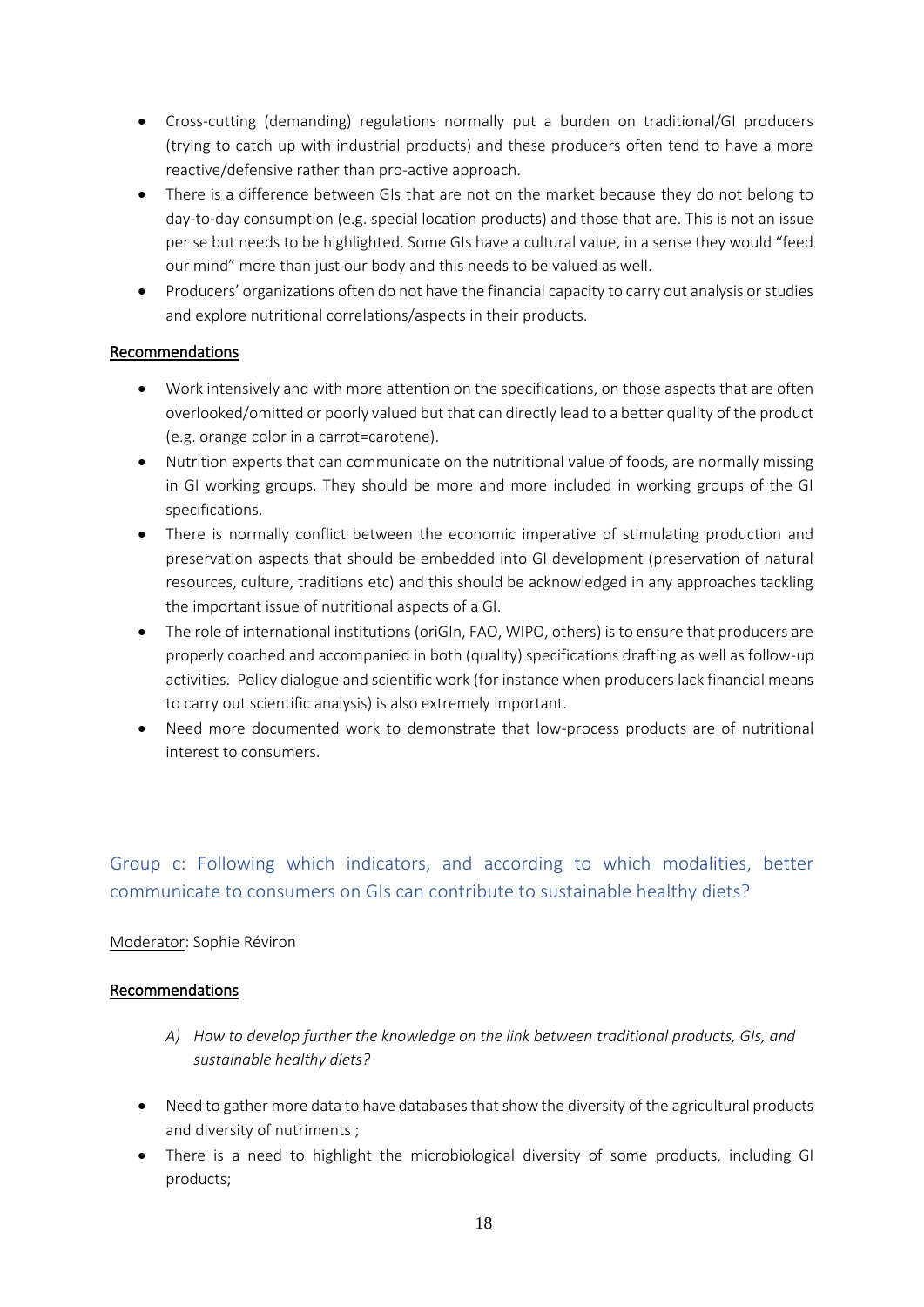- Cross-cutting (demanding) regulations normally put a burden on traditional/GI producers (trying to catch up with industrial products) and these producers often tend to have a more reactive/defensive rather than pro-active approach.
- There is a difference between GIs that are not on the market because they do not belong to day-to-day consumption (e.g. special location products) and those that are. This is not an issue per se but needs to be highlighted. Some GIs have a cultural value, in a sense they would "feed our mind" more than just our body and this needs to be valued as well.
- Producers' organizations often do not have the financial capacity to carry out analysis or studies and explore nutritional correlations/aspects in their products.

**Recommendations**

- Work intensively and with more attention on the specifications, on those aspects that are often overlooked/omitted or poorly valued but that can directly lead to a better quality of the product (e.g. orange color in a carrot=carotene).
- Nutrition experts that can communicate on the nutritional value of foods, are normally missing in GI working groups. They should be more and more included in working groups of the GI specifications.
- There is normally conflict between the economic imperative of stimulating production and preservation aspects that should be embedded into GI development (preservation of natural resources, culture, traditions etc) and this should be acknowledged in any approaches tackling the important issue of nutritional aspects of a GI.
- The role of international institutions (oriGIn, FAO, WIPO, others) is to ensure that producers are properly coached and accompanied in both (quality) specifications drafting as well as follow-up activities. Policy dialogue and scientific work (for instance when producers lack financial means to carry out scientific analysis) is also extremely important.
- Need more documented work to demonstrate that low-process products are of nutritional interest to consumers.

## Group c: Following which indicators, and according to which modalities, better communicate to consumers on GIs can contribute to sustainable healthy diets?

Moderator: Sophie Réviron

**Recommendations**

*A) How to develop further the knowledge on the link between traditional products, GIs, and sustainable healthy diets?*

- Need to gather more data to have databases that show the diversity of the agricultural products and diversity of nutriments ;
- There is a need to highlight the microbiological diversity of some products, including GI products;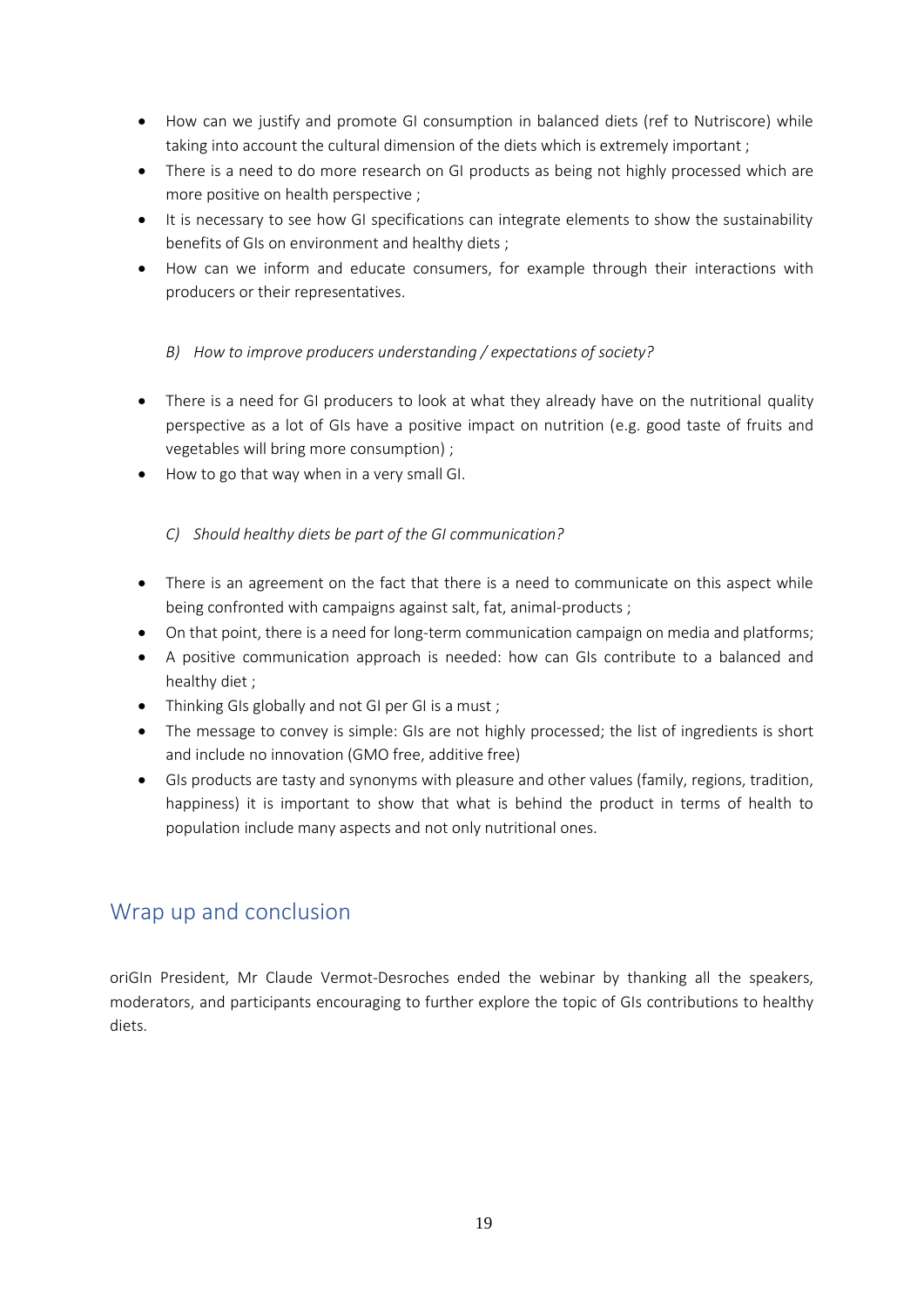- How can we justify and promote GI consumption in balanced diets (ref to Nutriscore) while taking into account the cultural dimension of the diets which is extremely important ;
- There is a need to do more research on GI products as being not highly processed which are more positive on health perspective ;
- It is necessary to see how GI specifications can integrate elements to show the sustainability benefits of GIs on environment and healthy diets ;
- How can we inform and educate consumers, for example through their interactions with producers or their representatives.

*B) How to improve producers understanding / expectations of society?*

- There is a need for GI producers to look at what they already have on the nutritional quality perspective as a lot of GIs have a positive impact on nutrition (e.g. good taste of fruits and vegetables will bring more consumption) ;
- How to go that way when in a very small GI.

*C) Should healthy diets be part of the GI communication?*

- There is an agreement on the fact that there is a need to communicate on this aspect while being confronted with campaigns against salt, fat, animal-products ;
- On that point, there is a need for long-term communication campaign on media and platforms;
- A positive communication approach is needed: how can GIs contribute to a balanced and healthy diet ;
- Thinking GIs globally and not GI per GI is a must ;
- The message to convey is simple: GIs are not highly processed; the list of ingredients is short and include no innovation (GMO free, additive free)
- GIs products are tasty and synonyms with pleasure and other values (family, regions, tradition, happiness) it is important to show that what is behind the product in terms of health to population include many aspects and not only nutritional ones.

## Wrap up and conclusion

oriGIn President, Mr Claude Vermot-Desroches ended the webinar by thanking all the speakers, moderators, and participants encouraging to further explore the topic of GIs contributions to healthy diets.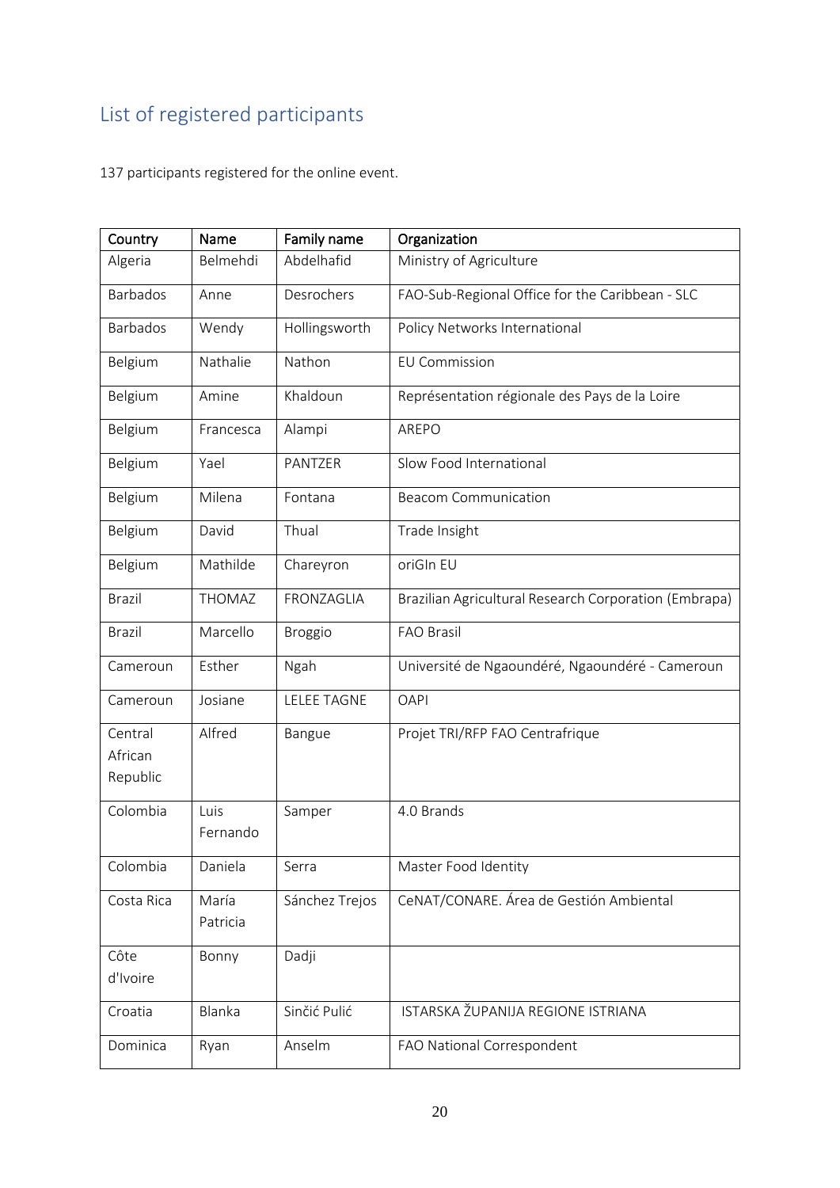## List of registered participants

137 participants registered for the online event.

| Country | Name | Family name | Organization |
|---|---|---|---|
| Algeria | Belmehdi | Abdelhafid | Ministry of Agriculture |
| Barbados | Anne | Desrochers | FAO-Sub-Regional Office for the Caribbean - SLC |
| Barbados | Wendy | Hollingsworth | Policy Networks International |
| Belgium | Nathalie | Nathon | EU Commission |
| Belgium | Amine | Khaldoun | Représentation régionale des Pays de la Loire |
| Belgium | Francesca | Alampi | AREPO |
| Belgium | Yael | PANTZER | Slow Food International |
| Belgium | Milena | Fontana | Beacom Communication |
| Belgium | David | Thual | Trade Insight |
| Belgium | Mathilde | Chareyron | oriGIn EU |
| Brazil | THOMAZ | FRONZAGLIA | Brazilian Agricultural Research Corporation (Embrapa) |
| Brazil | Marcello | Broggio | FAO Brasil |
| Cameroun | Esther | Ngah | Université de Ngaoundéré, Ngaoundéré - Cameroun |
| Cameroun | Josiane | LELEE TAGNE | OAPI |
| Central African Republic | Alfred | Bangue | Projet TRI/RFP FAO Centrafrique |
| Colombia | Luis Fernando | Samper | 4.0 Brands |
| Colombia | Daniela | Serra | Master Food Identity |
| Costa Rica | María Patricia | Sánchez Trejos | CeNAT/CONARE. Área de Gestión Ambiental |
| Côte d'Ivoire | Bonny | Dadji | |
| Croatia | Blanka | Sinčić Pulić | ISTARSKA ŽUPANIJA REGIONE ISTRIANA |
| Dominica | Ryan | Anselm | FAO National Correspondent |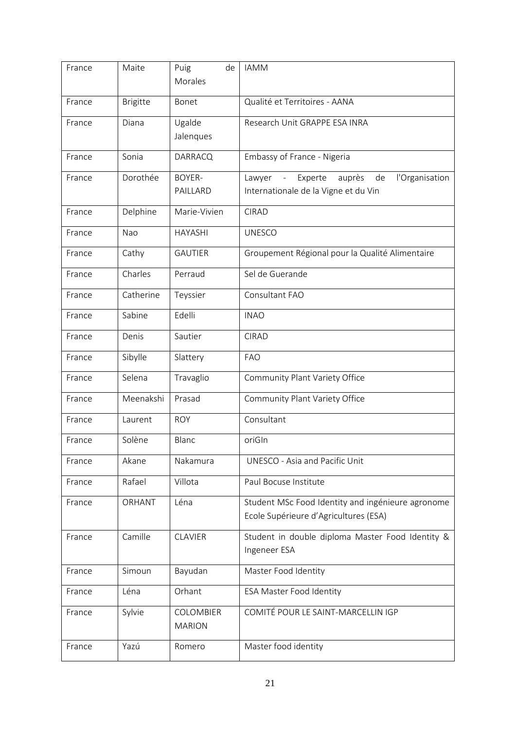| France | Maite | Puig de Morales | IAMM |
|---|---|---|---|
| France | Brigitte | Bonet | Qualité et Territoires - AANA |
| France | Diana | Ugalde Jalenques | Research Unit GRAPPE ESA INRA |
| France | Sonia | DARRACQ | Embassy of France - Nigeria |
| France | Dorothée | BOYER-PAILLARD | Lawyer - Experte auprès de l'Organisation Internationale de la Vigne et du Vin |
| France | Delphine | Marie-Vivien | CIRAD |
| France | Nao | HAYASHI | UNESCO |
| France | Cathy | GAUTIER | Groupement Régional pour la Qualité Alimentaire |
| France | Charles | Perraud | Sel de Guerande |
| France | Catherine | Teyssier | Consultant FAO |
| France | Sabine | Edelli | INAO |
| France | Denis | Sautier | CIRAD |
| France | Sibylle | Slattery | FAO |
| France | Selena | Travaglio | Community Plant Variety Office |
| France | Meenakshi | Prasad | Community Plant Variety Office |
| France | Laurent | ROY | Consultant |
| France | Solène | Blanc | oriGIn |
| France | Akane | Nakamura | UNESCO - Asia and Pacific Unit |
| France | Rafael | Villota | Paul Bocuse Institute |
| France | ORHANT | Léna | Student MSc Food Identity and ingénieure agronome Ecole Supérieure d'Agricultures (ESA) |
| France | Camille | CLAVIER | Student in double diploma Master Food Identity & Ingeneer ESA |
| France | Simoun | Bayudan | Master Food Identity |
| France | Léna | Orhant | ESA Master Food Identity |
| France | Sylvie | COLOMBIER MARION | COMITÉ POUR LE SAINT-MARCELLIN IGP |
| France | Yazú | Romero | Master food identity |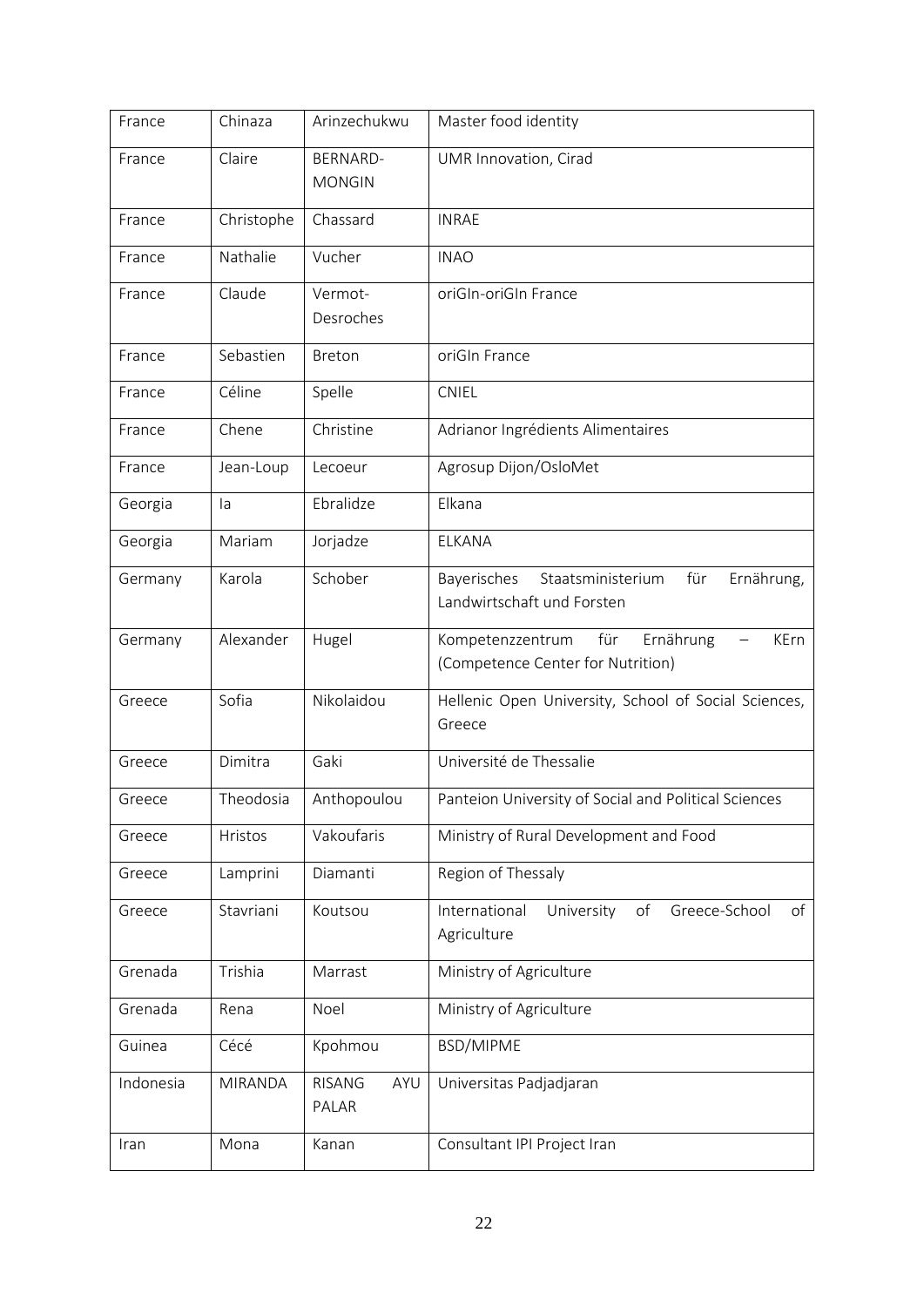| France | Chinaza | Arinzechukwu | Master food identity |
|---|---|---|---|
| France | Claire | BERNARD-MONGIN | UMR Innovation, Cirad |
| France | Christophe | Chassard | INRAE |
| France | Nathalie | Vucher | INAO |
| France | Claude | Vermot-Desroches | oriGIn-oriGIn France |
| France | Sebastien | Breton | oriGIn France |
| France | Céline | Spelle | CNIEL |
| France | Chene | Christine | Adrianor Ingrédients Alimentaires |
| France | Jean-Loup | Lecoeur | Agrosup Dijon/OsloMet |
| Georgia | Ia | Ebralidze | Elkana |
| Georgia | Mariam | Jorjadze | ELKANA |
| Germany | Karola | Schober | Bayerisches Staatsministerium für Ernährung, Landwirtschaft und Forsten |
| Germany | Alexander | Hugel | Kompetenzzentrum für Ernährung – KErn (Competence Center for Nutrition) |
| Greece | Sofia | Nikolaidou | Hellenic Open University, School of Social Sciences, Greece |
| Greece | Dimitra | Gaki | Université de Thessalie |
| Greece | Theodosia | Anthopoulou | Panteion University of Social and Political Sciences |
| Greece | Hristos | Vakoufaris | Ministry of Rural Development and Food |
| Greece | Lamprini | Diamanti | Region of Thessaly |
| Greece | Stavriani | Koutsou | International University of Greece-School of Agriculture |
| Grenada | Trishia | Marrast | Ministry of Agriculture |
| Grenada | Rena | Noel | Ministry of Agriculture |
| Guinea | Cécé | Kpohmou | BSD/MIPME |
| Indonesia | MIRANDA | RISANG AYU PALAR | Universitas Padjadjaran |
| Iran | Mona | Kanan | Consultant IPI Project Iran |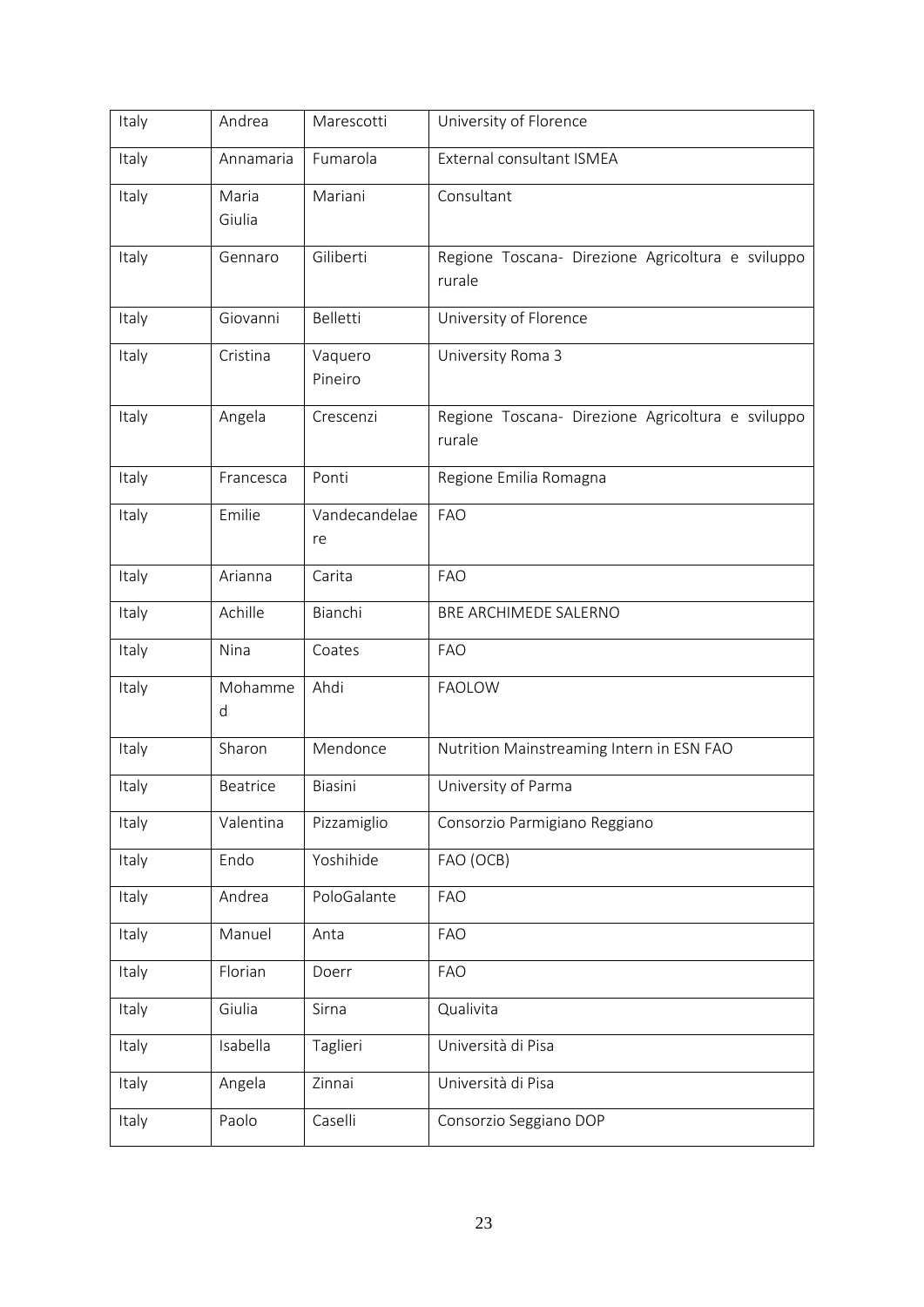| Italy | Andrea | Marescotti | University of Florence |
|---|---|---|---|
| Italy | Annamaria | Fumarola | External consultant ISMEA |
| Italy | Maria Giulia | Mariani | Consultant |
| Italy | Gennaro | Giliberti | Regione Toscana- Direzione Agricoltura e sviluppo rurale |
| Italy | Giovanni | Belletti | University of Florence |
| Italy | Cristina | Vaquero Pineiro | University Roma 3 |
| Italy | Angela | Crescenzi | Regione Toscana- Direzione Agricoltura e sviluppo rurale |
| Italy | Francesca | Ponti | Regione Emilia Romagna |
| Italy | Emilie | Vandecandelaere | FAO |
| Italy | Arianna | Carita | FAO |
| Italy | Achille | Bianchi | BRE ARCHIMEDE SALERNO |
| Italy | Nina | Coates | FAO |
| Italy | Mohammed | Ahdi | FAOLOW |
| Italy | Sharon | Mendonce | Nutrition Mainstreaming Intern in ESN FAO |
| Italy | Beatrice | Biasini | University of Parma |
| Italy | Valentina | Pizzamiglio | Consorzio Parmigiano Reggiano |
| Italy | Endo | Yoshihide | FAO (OCB) |
| Italy | Andrea | PoloGalante | FAO |
| Italy | Manuel | Anta | FAO |
| Italy | Florian | Doerr | FAO |
| Italy | Giulia | Sirna | Qualivita |
| Italy | Isabella | Taglieri | Università di Pisa |
| Italy | Angela | Zinnai | Università di Pisa |
| Italy | Paolo | Caselli | Consorzio Seggiano DOP |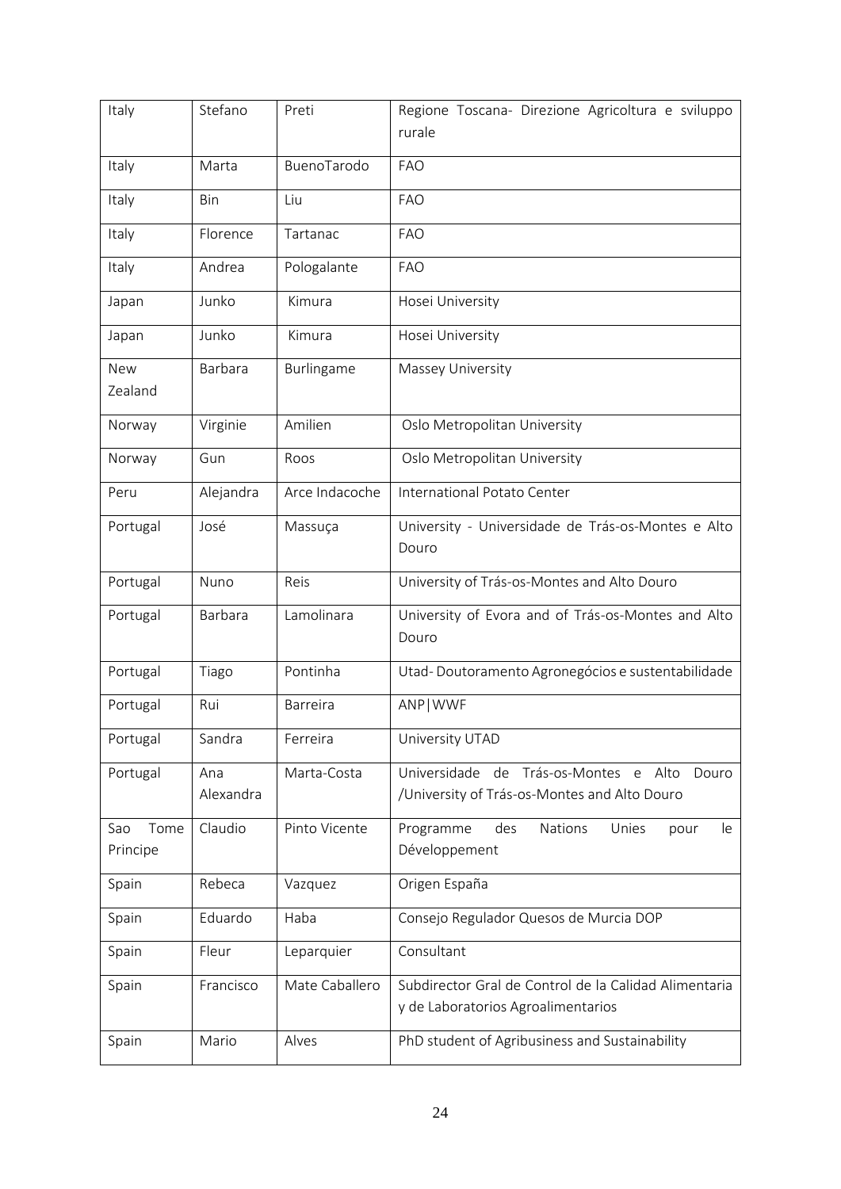| Italy | Stefano | Preti | Regione Toscana- Direzione Agricoltura e sviluppo rurale |
|---|---|---|---|
| Italy | Marta | BuenoTarodo | FAO |
| Italy | Bin | Liu | FAO |
| Italy | Florence | Tartanac | FAO |
| Italy | Andrea | Pologalante | FAO |
| Japan | Junko | Kimura | Hosei University |
| Japan | Junko | Kimura | Hosei University |
| New Zealand | Barbara | Burlingame | Massey University |
| Norway | Virginie | Amilien | Oslo Metropolitan University |
| Norway | Gun | Roos | Oslo Metropolitan University |
| Peru | Alejandra | Arce Indacoche | International Potato Center |
| Portugal | José | Massuça | University - Universidade de Trás-os-Montes e Alto Douro |
| Portugal | Nuno | Reis | University of Trás-os-Montes and Alto Douro |
| Portugal | Barbara | Lamolinara | University of Evora and of Trás-os-Montes and Alto Douro |
| Portugal | Tiago | Pontinha | Utad- Doutoramento Agronegócios e sustentabilidade |
| Portugal | Rui | Barreira | ANP\|WWF |
| Portugal | Sandra | Ferreira | University UTAD |
| Portugal | Ana Alexandra | Marta-Costa | Universidade de Trás-os-Montes e Alto Douro /University of Trás-os-Montes and Alto Douro |
| Sao Tome Principe | Claudio | Pinto Vicente | Programme des Nations Unies pour le Développement |
| Spain | Rebeca | Vazquez | Origen España |
| Spain | Eduardo | Haba | Consejo Regulador Quesos de Murcia DOP |
| Spain | Fleur | Leparquier | Consultant |
| Spain | Francisco | Mate Caballero | Subdirector Gral de Control de la Calidad Alimentaria y de Laboratorios Agroalimentarios |
| Spain | Mario | Alves | PhD student of Agribusiness and Sustainability |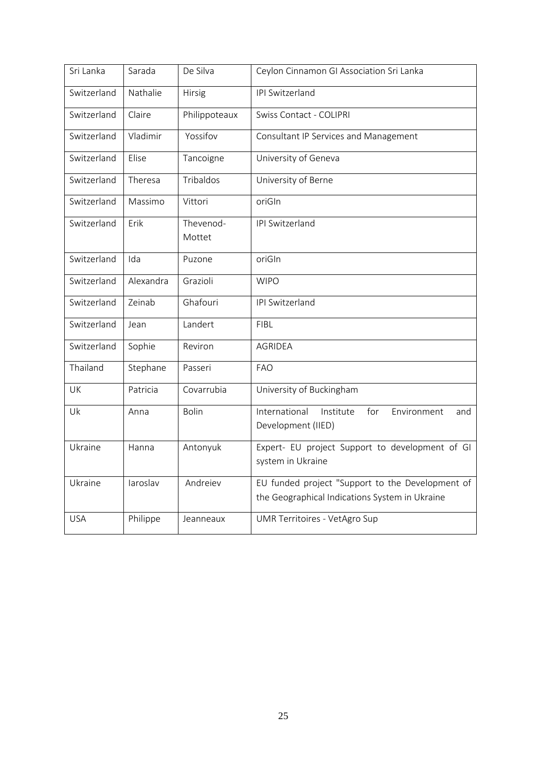| | | | |
|---|---|---|---|
| Sri Lanka | Sarada | De Silva | Ceylon Cinnamon GI Association Sri Lanka |
| Switzerland | Nathalie | Hirsig | IPI Switzerland |
| Switzerland | Claire | Philippoteaux | Swiss Contact - COLIPRI |
| Switzerland | Vladimir | Yossifov | Consultant IP Services and Management |
| Switzerland | Elise | Tancoigne | University of Geneva |
| Switzerland | Theresa | Tribaldos | University of Berne |
| Switzerland | Massimo | Vittori | oriGIn |
| Switzerland | Erik | Thevenod-Mottet | IPI Switzerland |
| Switzerland | Ida | Puzone | oriGIn |
| Switzerland | Alexandra | Grazioli | WIPO |
| Switzerland | Zeinab | Ghafouri | IPI Switzerland |
| Switzerland | Jean | Landert | FIBL |
| Switzerland | Sophie | Reviron | AGRIDEA |
| Thailand | Stephane | Passeri | FAO |
| UK | Patricia | Covarrubia | University of Buckingham |
| Uk | Anna | Bolin | International Institute for Environment and Development (IIED) |
| Ukraine | Hanna | Antonyuk | Expert- EU project Support to development of GI system in Ukraine |
| Ukraine | Iaroslav | Andreiev | EU funded project "Support to the Development of the Geographical Indications System in Ukraine |
| USA | Philippe | Jeanneaux | UMR Territoires - VetAgro Sup |